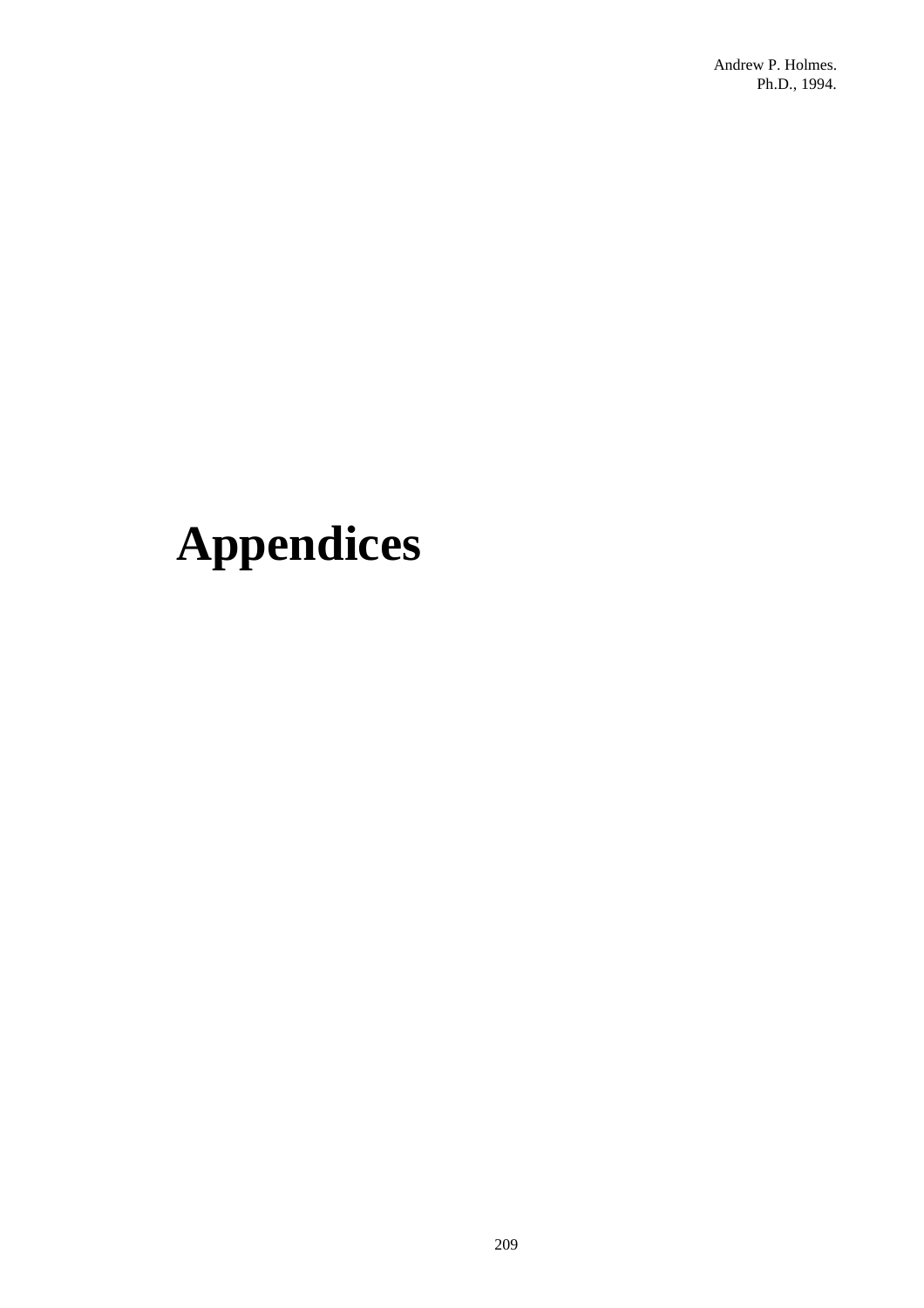# Appendices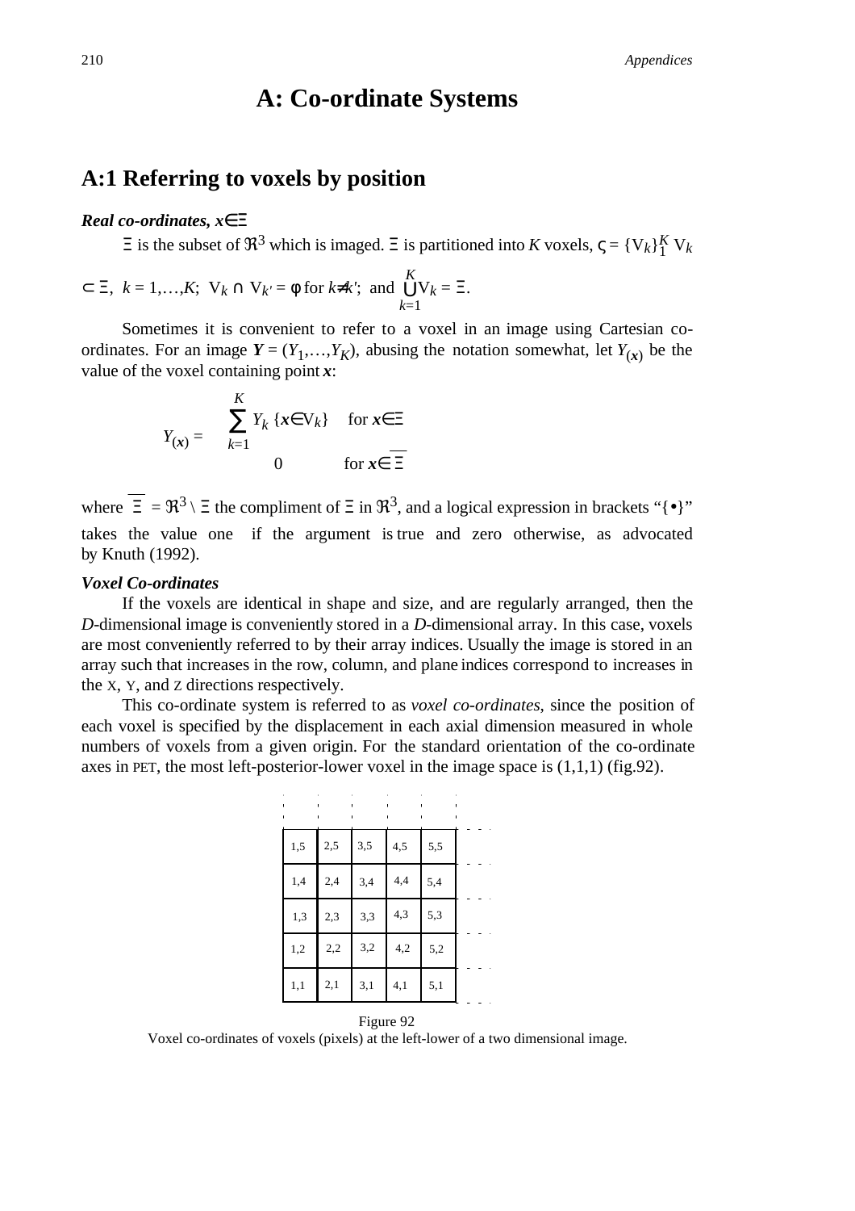# A: Co-ordinate Systems

## A:1 Referring to voxels by position

***Real co-ordinates, $x \in \Xi$***

$\Xi$ is the subset of $\Re^3$ which is imaged. $\Xi$ is partitioned into $K$ voxels, $\varsigma = \{V_k\}_1^K$ $V_k \subset \Xi$, $k = 1,\ldots,K$; $V_k \cap V_{k'} = \phi$ for $k \neq k'$; and $\bigcup_{k=1}^{K} V_k = \Xi$.

Sometimes it is convenient to refer to a voxel in an image using Cartesian co-ordinates. For an image $\boldsymbol{Y} = (Y_1,\ldots,Y_K)$, abusing the notation somewhat, let $Y_{(\boldsymbol{x})}$ be the value of the voxel containing point $\boldsymbol{x}$:

$$Y_{(\boldsymbol{x})} = \begin{cases} \sum_{k=1}^{K} Y_k \, \{\boldsymbol{x} \in V_k\} & \text{for } \boldsymbol{x} \in \Xi \\ 0 & \text{for } \boldsymbol{x} \in \overline{\Xi} \end{cases}$$

where $\overline{\Xi} = \Re^3 \setminus \Xi$ the compliment of $\Xi$ in $\Re^3$, and a logical expression in brackets "$\{\bullet\}$" takes the value one if the argument is true and zero otherwise, as advocated by Knuth (1992).

***Voxel Co-ordinates***

If the voxels are identical in shape and size, and are regularly arranged, then the $D$-dimensional image is conveniently stored in a $D$-dimensional array. In this case, voxels are most conveniently referred to by their array indices. Usually the image is stored in an array such that increases in the row, column, and plane indices correspond to increases in the X, Y, and Z directions respectively.

This co-ordinate system is referred to as *voxel co-ordinates*, since the position of each voxel is specified by the displacement in each axial dimension measured in whole numbers of voxels from a given origin. For the standard orientation of the co-ordinate axes in PET, the most left-posterior-lower voxel in the image space is (1,1,1) (fig.92).

| | | | | |
|---|---|---|---|---|
| 1,5 | 2,5 | 3,5 | 4,5 | 5,5 |
| 1,4 | 2,4 | 3,4 | 4,4 | 5,4 |
| 1,3 | 2,3 | 3,3 | 4,3 | 5,3 |
| 1,2 | 2,2 | 3,2 | 4,2 | 5,2 |
| 1,1 | 2,1 | 3,1 | 4,1 | 5,1 |

Figure 92
Voxel co-ordinates of voxels (pixels) at the left-lower of a two dimensional image.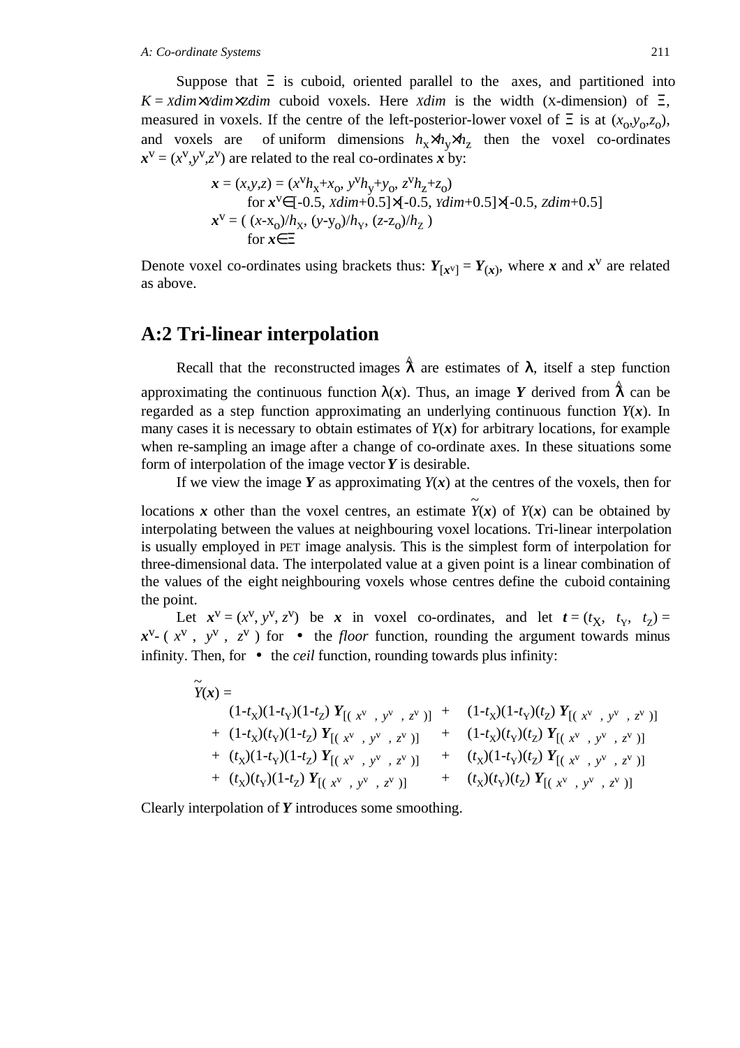Suppose that $\Xi$ is cuboid, oriented parallel to the axes, and partitioned into $K = Xdim \times Ydim \times Zdim$ cuboid voxels. Here $Xdim$ is the width (X-dimension) of $\Xi$, measured in voxels. If the centre of the left-posterior-lower voxel of $\Xi$ is at $(x_o, y_o, z_o)$, and voxels are of uniform dimensions $h_X \times h_Y \times h_Z$ then the voxel co-ordinates $\boldsymbol{x}^v = (x^v, y^v, z^v)$ are related to the real co-ordinates $\boldsymbol{x}$ by:

$$\boldsymbol{x} = (x,y,z) = (x^v h_X + x_o,\ y^v h_Y + y_o,\ z^v h_Z + z_o)$$
$$\text{for } \boldsymbol{x}^v \in [-0.5, Xdim+0.5] \times [-0.5, Ydim+0.5] \times [-0.5, Zdim+0.5]$$
$$\boldsymbol{x}^v = \left( (x - x_o)/h_X,\ (y - y_o)/h_Y,\ (z - z_o)/h_Z \right)$$
$$\text{for } \boldsymbol{x} \in \Xi$$

Denote voxel co-ordinates using brackets thus: $\boldsymbol{Y}_{[\boldsymbol{x}^v]} = \boldsymbol{Y}_{(\boldsymbol{x})}$, where $\boldsymbol{x}$ and $\boldsymbol{x}^v$ are related as above.

## A:2 Tri-linear interpolation

Recall that the reconstructed images $\hat{\lambda}$ are estimates of $\lambda$, itself a step function approximating the continuous function $\lambda(\boldsymbol{x})$. Thus, an image $\boldsymbol{Y}$ derived from $\hat{\lambda}$ can be regarded as a step function approximating an underlying continuous function $Y(\boldsymbol{x})$. In many cases it is necessary to obtain estimates of $Y(\boldsymbol{x})$ for arbitrary locations, for example when re-sampling an image after a change of co-ordinate axes. In these situations some form of interpolation of the image vector $\boldsymbol{Y}$ is desirable.

If we view the image $\boldsymbol{Y}$ as approximating $Y(\boldsymbol{x})$ at the centres of the voxels, then for locations $\boldsymbol{x}$ other than the voxel centres, an estimate $\tilde{Y}(\boldsymbol{x})$ of $Y(\boldsymbol{x})$ can be obtained by interpolating between the values at neighbouring voxel locations. Tri-linear interpolation is usually employed in PET image analysis. This is the simplest form of interpolation for three-dimensional data. The interpolated value at a given point is a linear combination of the values of the eight neighbouring voxels whose centres define the cuboid containing the point.

Let $\boldsymbol{x}^v = (x^v, y^v, z^v)$ be $\boldsymbol{x}$ in voxel co-ordinates, and let $\boldsymbol{t} = (t_X, t_Y, t_Z) = \boldsymbol{x}^v - (\lfloor x^v \rfloor, \lfloor y^v \rfloor, \lfloor z^v \rfloor)$ for $\lfloor \bullet \rfloor$ the *floor* function, rounding the argument towards minus infinity. Then, for $\lceil \bullet \rceil$ the *ceil* function, rounding towards plus infinity:

$$
\begin{aligned}
\tilde{Y}(\boldsymbol{x}) = \; & (1-t_X)(1-t_Y)(1-t_Z)\, \boldsymbol{Y}_{[(\lfloor x^v \rfloor, \lfloor y^v \rfloor, \lfloor z^v \rfloor)]} + (1-t_X)(1-t_Y)(t_Z)\, \boldsymbol{Y}_{[(\lfloor x^v \rfloor, \lfloor y^v \rfloor, \lceil z^v \rceil)]} \\
+ \; & (1-t_X)(t_Y)(1-t_Z)\, \boldsymbol{Y}_{[(\lfloor x^v \rfloor, \lceil y^v \rceil, \lfloor z^v \rfloor)]} + (1-t_X)(t_Y)(t_Z)\, \boldsymbol{Y}_{[(\lfloor x^v \rfloor, \lceil y^v \rceil, \lceil z^v \rceil)]} \\
+ \; & (t_X)(1-t_Y)(1-t_Z)\, \boldsymbol{Y}_{[(\lceil x^v \rceil, \lfloor y^v \rfloor, \lfloor z^v \rfloor)]} + (t_X)(1-t_Y)(t_Z)\, \boldsymbol{Y}_{[(\lceil x^v \rceil, \lfloor y^v \rfloor, \lceil z^v \rceil)]} \\
+ \; & (t_X)(t_Y)(1-t_Z)\, \boldsymbol{Y}_{[(\lceil x^v \rceil, \lceil y^v \rceil, \lfloor z^v \rfloor)]} + (t_X)(t_Y)(t_Z)\, \boldsymbol{Y}_{[(\lceil x^v \rceil, \lceil y^v \rceil, \lceil z^v \rceil)]}
\end{aligned}
$$

Clearly interpolation of $\boldsymbol{Y}$ introduces some smoothing.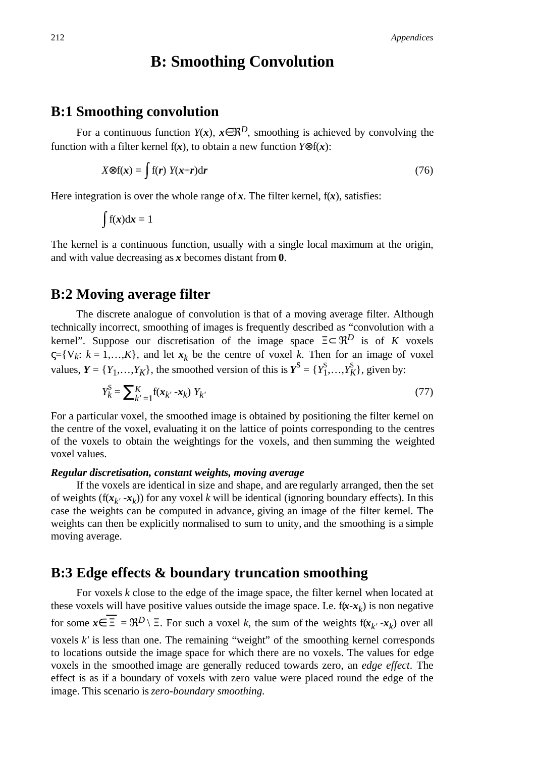# B: Smoothing Convolution

## B:1 Smoothing convolution

For a continuous function $Y(\boldsymbol{x})$, $\boldsymbol{x} \in \Re^D$, smoothing is achieved by convolving the function with a filter kernel $f(\boldsymbol{x})$, to obtain a new function $Y \otimes f(\boldsymbol{x})$:

$$X \otimes f(\boldsymbol{x}) = \int f(\boldsymbol{r})\, Y(\boldsymbol{x}+\boldsymbol{r}) d\boldsymbol{r} \tag{76}$$

Here integration is over the whole range of $\boldsymbol{x}$. The filter kernel, $f(\boldsymbol{x})$, satisfies:

$$\int f(\boldsymbol{x}) d\boldsymbol{x} = 1$$

The kernel is a continuous function, usually with a single local maximum at the origin, and with value decreasing as $\boldsymbol{x}$ becomes distant from $\boldsymbol{0}$.

## B:2 Moving average filter

The discrete analogue of convolution is that of a moving average filter. Although technically incorrect, smoothing of images is frequently described as "convolution with a kernel". Suppose our discretisation of the image space $\Xi \subset \Re^D$ is of $K$ voxels $\varsigma = \{V_k : k = 1,\ldots,K\}$, and let $\boldsymbol{x}_k$ be the centre of voxel $k$. Then for an image of voxel values, $\boldsymbol{Y} = \{Y_1,\ldots,Y_K\}$, the smoothed version of this is $\boldsymbol{Y}^S = \{Y_1^S,\ldots,Y_K^S\}$, given by:

$$Y_k^S = \sum_{k'=1}^{K} f(\boldsymbol{x}_{k'} - \boldsymbol{x}_k)\, Y_{k'} \tag{77}$$

For a particular voxel, the smoothed image is obtained by positioning the filter kernel on the centre of the voxel, evaluating it on the lattice of points corresponding to the centres of the voxels to obtain the weightings for the voxels, and then summing the weighted voxel values.

***Regular discretisation, constant weights, moving average***

If the voxels are identical in size and shape, and are regularly arranged, then the set of weights ($f(\boldsymbol{x}_{k'} - \boldsymbol{x}_k)$) for any voxel $k$ will be identical (ignoring boundary effects). In this case the weights can be computed in advance, giving an image of the filter kernel. The weights can then be explicitly normalised to sum to unity, and the smoothing is a simple moving average.

## B:3 Edge effects & boundary truncation smoothing

For voxels $k$ close to the edge of the image space, the filter kernel when located at these voxels will have positive values outside the image space. I.e. $f(\boldsymbol{x}-\boldsymbol{x}_k)$ is non negative for some $\boldsymbol{x} \in \overline{\Xi} = \Re^D \setminus \Xi$. For such a voxel $k$, the sum of the weights $f(\boldsymbol{x}_{k'} - \boldsymbol{x}_k)$ over all voxels $k'$ is less than one. The remaining "weight" of the smoothing kernel corresponds to locations outside the image space for which there are no voxels. The values for edge voxels in the smoothed image are generally reduced towards zero, an *edge effect*. The effect is as if a boundary of voxels with zero value were placed round the edge of the image. This scenario is *zero-boundary smoothing.*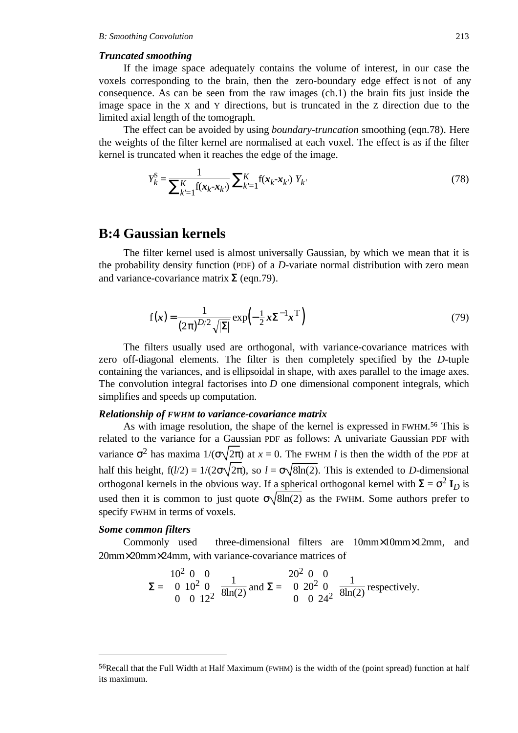### *Truncated smoothing*

If the image space adequately contains the volume of interest, in our case the voxels corresponding to the brain, then the zero-boundary edge effect is not of any consequence. As can be seen from the raw images (ch.1) the brain fits just inside the image space in the X and Y directions, but is truncated in the Z direction due to the limited axial length of the tomograph.

The effect can be avoided by using *boundary-truncation* smoothing (eqn.78). Here the weights of the filter kernel are normalised at each voxel. The effect is as if the filter kernel is truncated when it reaches the edge of the image.

$$Y_k^S = \frac{1}{\sum_{k'=1}^{K} \mathrm{f}(\boldsymbol{x}_k\text{-}\boldsymbol{x}_{k'})} \sum_{k'=1}^{K} \mathrm{f}(\boldsymbol{x}_k\text{-}\boldsymbol{x}_{k'})\, Y_{k'} \tag{78}$$

## B:4 Gaussian kernels

The filter kernel used is almost universally Gaussian, by which we mean that it is the probability density function (PDF) of a $D$-variate normal distribution with zero mean and variance-covariance matrix $\Sigma$ (eqn.79).

$$\mathrm{f}(\boldsymbol{x}) = \frac{1}{(2\pi)^{D/2}\sqrt{|\Sigma|}} \exp\left(-\tfrac{1}{2}\boldsymbol{x}\Sigma^{-1}\boldsymbol{x}^{\mathrm{T}}\right) \tag{79}$$

The filters usually used are orthogonal, with variance-covariance matrices with zero off-diagonal elements. The filter is then completely specified by the $D$-tuple containing the variances, and is ellipsoidal in shape, with axes parallel to the image axes. The convolution integral factorises into $D$ one dimensional component integrals, which simplifies and speeds up computation.

### *Relationship of FWHM to variance-covariance matrix*

As with image resolution, the shape of the kernel is expressed in FWHM.[56] This is related to the variance for a Gaussian PDF as follows: A univariate Gaussian PDF with variance $\sigma^2$ has maxima $1/(\sigma\sqrt{2\pi})$ at $x = 0$. The FWHM $l$ is then the width of the PDF at half this height, $\mathrm{f}(l/2) = 1/(2\sigma\sqrt{2\pi})$, so $l = \sigma\sqrt{8\ln(2)}$. This is extended to $D$-dimensional orthogonal kernels in the obvious way. If a spherical orthogonal kernel with $\Sigma = \sigma^2\,\mathbf{I}_D$ is used then it is common to just quote $\sigma\sqrt{8\ln(2)}$ as the FWHM. Some authors prefer to specify FWHM in terms of voxels.

### *Some common filters*

Commonly used three-dimensional filters are 10mm×10mm×12mm, and 20mm×20mm×24mm, with variance-covariance matrices of

$$\Sigma = \begin{pmatrix} 10^2 & 0 & 0 \\ 0 & 10^2 & 0 \\ 0 & 0 & 12^2 \end{pmatrix} \frac{1}{8\ln(2)} \text{ and } \Sigma = \begin{pmatrix} 20^2 & 0 & 0 \\ 0 & 20^2 & 0 \\ 0 & 0 & 24^2 \end{pmatrix} \frac{1}{8\ln(2)} \text{ respectively.}$$

---

[56] Recall that the Full Width at Half Maximum (FWHM) is the width of the (point spread) function at half its maximum.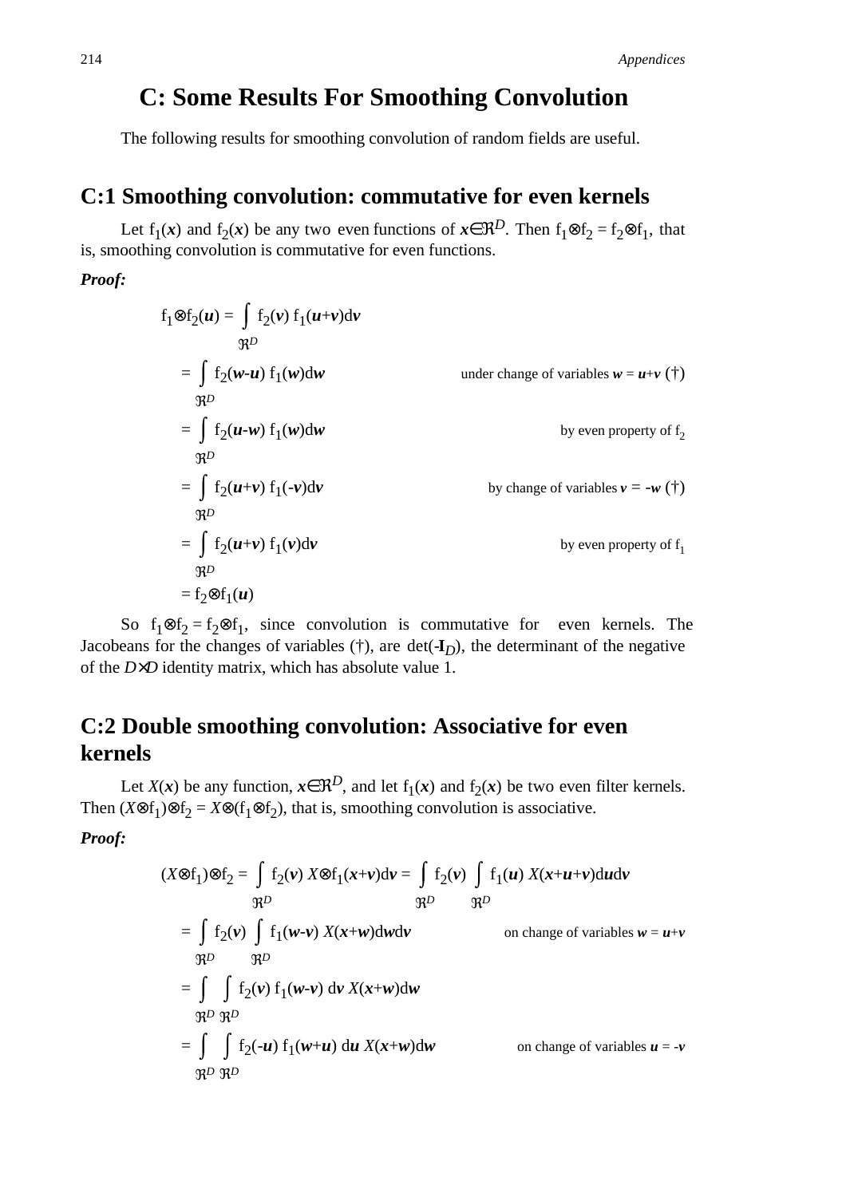# C: Some Results For Smoothing Convolution

The following results for smoothing convolution of random fields are useful.

## C:1 Smoothing convolution: commutative for even kernels

Let $f_1(\boldsymbol{x})$ and $f_2(\boldsymbol{x})$ be any two even functions of $\boldsymbol{x} \in \Re^D$. Then $f_1 \otimes f_2 = f_2 \otimes f_1$, that is, smoothing convolution is commutative for even functions.

***Proof:***

$$
\begin{aligned}
f_1 \otimes f_2(\boldsymbol{u}) &= \int_{\Re^D} f_2(\boldsymbol{v})\, f_1(\boldsymbol{u}+\boldsymbol{v})\, \mathrm{d}\boldsymbol{v} \\
&= \int_{\Re^D} f_2(\boldsymbol{w}-\boldsymbol{u})\, f_1(\boldsymbol{w})\, \mathrm{d}\boldsymbol{w} && \text{under change of variables } \boldsymbol{w} = \boldsymbol{u}+\boldsymbol{v}\ (\dagger) \\
&= \int_{\Re^D} f_2(\boldsymbol{u}-\boldsymbol{w})\, f_1(\boldsymbol{w})\, \mathrm{d}\boldsymbol{w} && \text{by even property of } f_2 \\
&= \int_{\Re^D} f_2(\boldsymbol{u}+\boldsymbol{v})\, f_1(-\boldsymbol{v})\, \mathrm{d}\boldsymbol{v} && \text{by change of variables } \boldsymbol{v} = -\boldsymbol{w}\ (\dagger) \\
&= \int_{\Re^D} f_2(\boldsymbol{u}+\boldsymbol{v})\, f_1(\boldsymbol{v})\, \mathrm{d}\boldsymbol{v} && \text{by even property of } f_1 \\
&= f_2 \otimes f_1(\boldsymbol{u})
\end{aligned}
$$

So $f_1 \otimes f_2 = f_2 \otimes f_1$, since convolution is commutative for even kernels. The Jacobeans for the changes of variables (†), are $\det(-\mathbf{I}_D)$, the determinant of the negative of the $D \times D$ identity matrix, which has absolute value 1.

## C:2 Double smoothing convolution: Associative for even kernels

Let $X(\boldsymbol{x})$ be any function, $\boldsymbol{x} \in \Re^D$, and let $f_1(\boldsymbol{x})$ and $f_2(\boldsymbol{x})$ be two even filter kernels. Then $(X \otimes f_1) \otimes f_2 = X \otimes (f_1 \otimes f_2)$, that is, smoothing convolution is associative.

***Proof:***

$$
\begin{aligned}
(X \otimes f_1) \otimes f_2 &= \int_{\Re^D} f_2(\boldsymbol{v})\, X \otimes f_1(\boldsymbol{x}+\boldsymbol{v})\, \mathrm{d}\boldsymbol{v} = \int_{\Re^D} f_2(\boldsymbol{v}) \int_{\Re^D} f_1(\boldsymbol{u})\, X(\boldsymbol{x}+\boldsymbol{u}+\boldsymbol{v})\, \mathrm{d}\boldsymbol{u}\, \mathrm{d}\boldsymbol{v} \\
&= \int_{\Re^D} f_2(\boldsymbol{v}) \int_{\Re^D} f_1(\boldsymbol{w}-\boldsymbol{v})\, X(\boldsymbol{x}+\boldsymbol{w})\, \mathrm{d}\boldsymbol{w}\, \mathrm{d}\boldsymbol{v} && \text{on change of variables } \boldsymbol{w} = \boldsymbol{u}+\boldsymbol{v} \\
&= \int_{\Re^D} \int_{\Re^D} f_2(\boldsymbol{v})\, f_1(\boldsymbol{w}-\boldsymbol{v})\, \mathrm{d}\boldsymbol{v}\, X(\boldsymbol{x}+\boldsymbol{w})\, \mathrm{d}\boldsymbol{w} \\
&= \int_{\Re^D} \int_{\Re^D} f_2(-\boldsymbol{u})\, f_1(\boldsymbol{w}+\boldsymbol{u})\, \mathrm{d}\boldsymbol{u}\, X(\boldsymbol{x}+\boldsymbol{w})\, \mathrm{d}\boldsymbol{w} && \text{on change of variables } \boldsymbol{u} = -\boldsymbol{v}
\end{aligned}
$$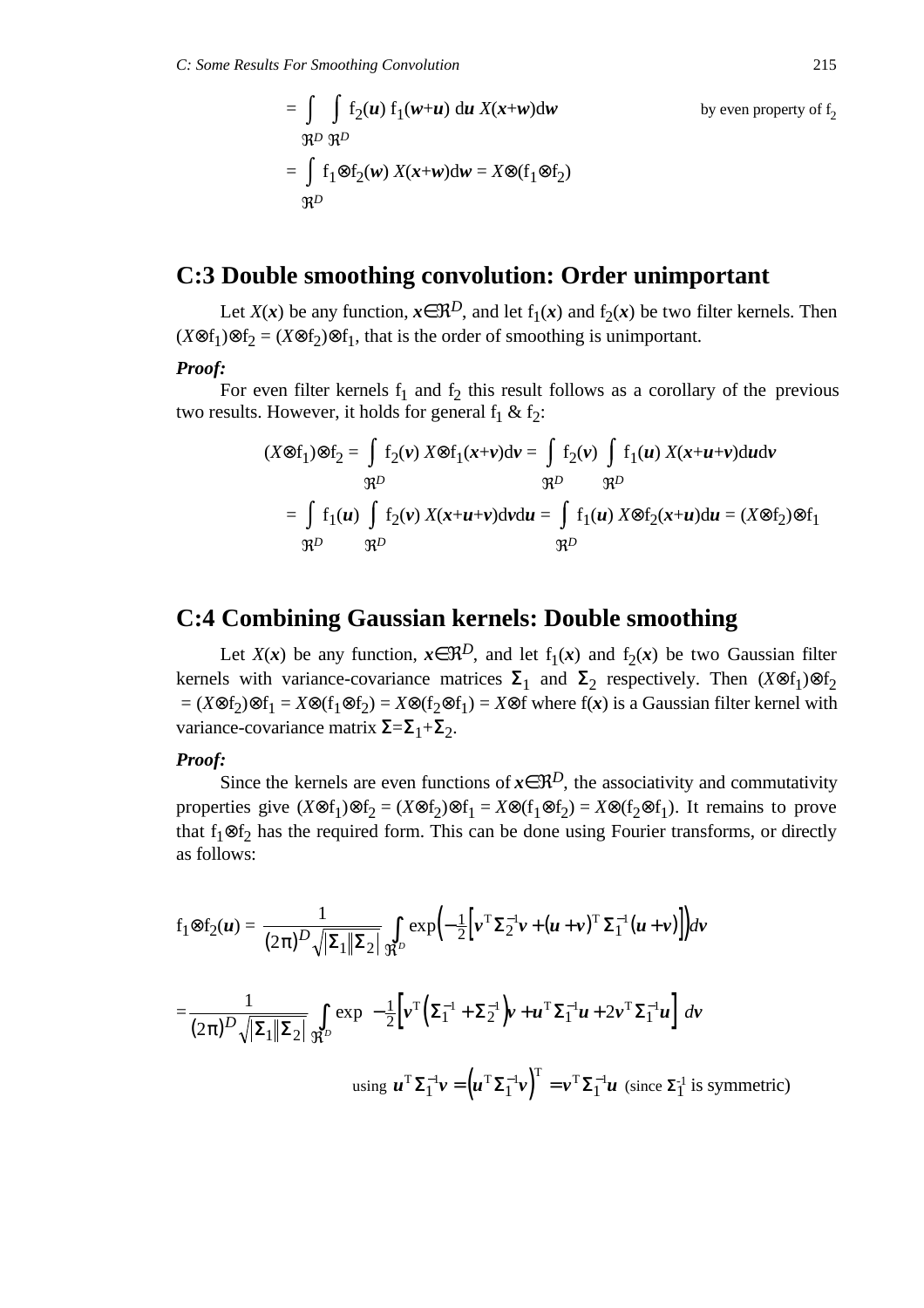$$= \int_{\Re^D} \int_{\Re^D} f_2(\boldsymbol{u})\, f_1(\boldsymbol{w}+\boldsymbol{u})\, d\boldsymbol{u}\, X(\boldsymbol{x}+\boldsymbol{w})d\boldsymbol{w} \qquad \text{by even property of } f_2$$

$$= \int_{\Re^D} f_1 \otimes f_2(\boldsymbol{w})\, X(\boldsymbol{x}+\boldsymbol{w})d\boldsymbol{w} = X \otimes (f_1 \otimes f_2)$$

## C:3 Double smoothing convolution: Order unimportant

Let $X(\boldsymbol{x})$ be any function, $\boldsymbol{x} \in \Re^D$, and let $f_1(\boldsymbol{x})$ and $f_2(\boldsymbol{x})$ be two filter kernels. Then $(X \otimes f_1) \otimes f_2 = (X \otimes f_2) \otimes f_1$, that is the order of smoothing is unimportant.

***Proof:***

For even filter kernels $f_1$ and $f_2$ this result follows as a corollary of the previous two results. However, it holds for general $f_1$ & $f_2$:

$$(X \otimes f_1) \otimes f_2 = \int_{\Re^D} f_2(\boldsymbol{v})\, X \otimes f_1(\boldsymbol{x}+\boldsymbol{v})d\boldsymbol{v} = \int_{\Re^D} f_2(\boldsymbol{v}) \int_{\Re^D} f_1(\boldsymbol{u})\, X(\boldsymbol{x}+\boldsymbol{u}+\boldsymbol{v})d\boldsymbol{u}d\boldsymbol{v}$$

$$= \int_{\Re^D} f_1(\boldsymbol{u}) \int_{\Re^D} f_2(\boldsymbol{v})\, X(\boldsymbol{x}+\boldsymbol{u}+\boldsymbol{v})d\boldsymbol{v}d\boldsymbol{u} = \int_{\Re^D} f_1(\boldsymbol{u})\, X \otimes f_2(\boldsymbol{x}+\boldsymbol{u})d\boldsymbol{u} = (X \otimes f_2) \otimes f_1$$

## C:4 Combining Gaussian kernels: Double smoothing

Let $X(\boldsymbol{x})$ be any function, $\boldsymbol{x} \in \Re^D$, and let $f_1(\boldsymbol{x})$ and $f_2(\boldsymbol{x})$ be two Gaussian filter kernels with variance-covariance matrices $\boldsymbol{\Sigma}_1$ and $\boldsymbol{\Sigma}_2$ respectively. Then $(X \otimes f_1) \otimes f_2 = (X \otimes f_2) \otimes f_1 = X \otimes (f_1 \otimes f_2) = X \otimes (f_2 \otimes f_1) = X \otimes f$ where $f(\boldsymbol{x})$ is a Gaussian filter kernel with variance-covariance matrix $\boldsymbol{\Sigma} = \boldsymbol{\Sigma}_1 + \boldsymbol{\Sigma}_2$.

***Proof:***

Since the kernels are even functions of $\boldsymbol{x} \in \Re^D$, the associativity and commutativity properties give $(X \otimes f_1) \otimes f_2 = (X \otimes f_2) \otimes f_1 = X \otimes (f_1 \otimes f_2) = X \otimes (f_2 \otimes f_1)$. It remains to prove that $f_1 \otimes f_2$ has the required form. This can be done using Fourier transforms, or directly as follows:

$$f_1 \otimes f_2(\boldsymbol{u}) = \frac{1}{(2\pi)^D \sqrt{|\boldsymbol{\Sigma}_1||\boldsymbol{\Sigma}_2|}} \int_{\Re^D} \exp\left(-\tfrac{1}{2}\left[\boldsymbol{v}^{\mathrm{T}} \boldsymbol{\Sigma}_2^{-1} \boldsymbol{v} + (\boldsymbol{u}+\boldsymbol{v})^{\mathrm{T}} \boldsymbol{\Sigma}_1^{-1} (\boldsymbol{u}+\boldsymbol{v})\right]\right) d\boldsymbol{v}$$

$$= \frac{1}{(2\pi)^D \sqrt{|\boldsymbol{\Sigma}_1||\boldsymbol{\Sigma}_2|}} \int_{\Re^D} \exp\ -\tfrac{1}{2}\left[\boldsymbol{v}^{\mathrm{T}} \left(\boldsymbol{\Sigma}_1^{-1} + \boldsymbol{\Sigma}_2^{-1}\right) \boldsymbol{v} + \boldsymbol{u}^{\mathrm{T}} \boldsymbol{\Sigma}_1^{-1} \boldsymbol{u} + 2\boldsymbol{v}^{\mathrm{T}} \boldsymbol{\Sigma}_1^{-1} \boldsymbol{u}\right]\ d\boldsymbol{v}$$

using $\boldsymbol{u}^{\mathrm{T}} \boldsymbol{\Sigma}_1^{-1} \boldsymbol{v} = \left(\boldsymbol{u}^{\mathrm{T}} \boldsymbol{\Sigma}_1^{-1} \boldsymbol{v}\right)^{\mathrm{T}} = \boldsymbol{v}^{\mathrm{T}} \boldsymbol{\Sigma}_1^{-1} \boldsymbol{u}$ (since $\boldsymbol{\Sigma}_1^{-1}$ is symmetric)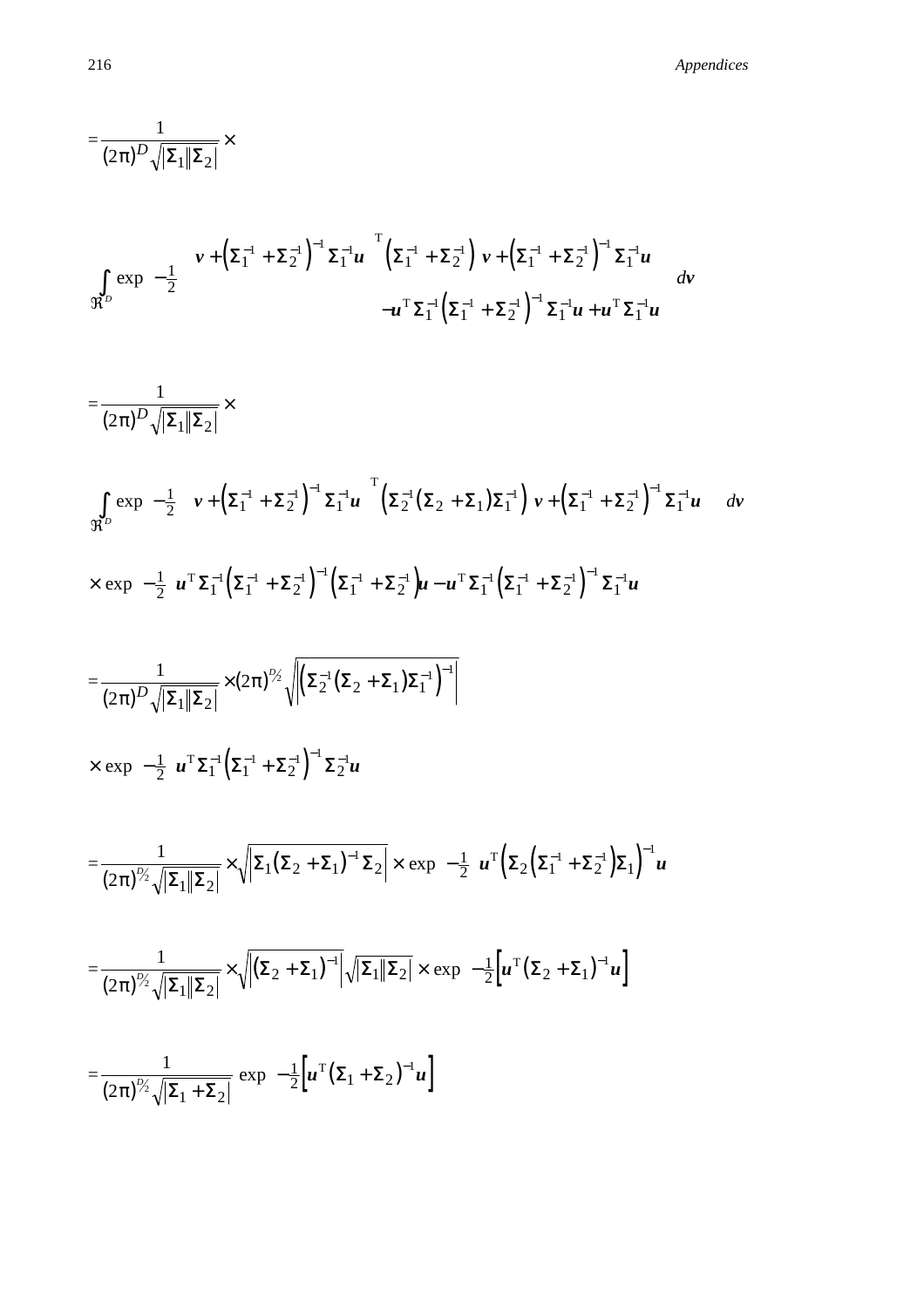$$= \frac{1}{(2\pi)^D \sqrt{|\boldsymbol{\Sigma}_1||\boldsymbol{\Sigma}_2|}} \times$$

$$\int_{\Re^D} \exp\left( -\frac{1}{2} \left[ \begin{array}{r} \left(\boldsymbol{v} + \left(\boldsymbol{\Sigma}_1^{-1} + \boldsymbol{\Sigma}_2^{-1}\right)^{-1} \boldsymbol{\Sigma}_1^{-1} \boldsymbol{u}\right)^{\mathrm{T}} \left(\boldsymbol{\Sigma}_1^{-1} + \boldsymbol{\Sigma}_2^{-1}\right) \left(\boldsymbol{v} + \left(\boldsymbol{\Sigma}_1^{-1} + \boldsymbol{\Sigma}_2^{-1}\right)^{-1} \boldsymbol{\Sigma}_1^{-1} \boldsymbol{u}\right) \\ -\boldsymbol{u}^{\mathrm{T}} \boldsymbol{\Sigma}_1^{-1} \left(\boldsymbol{\Sigma}_1^{-1} + \boldsymbol{\Sigma}_2^{-1}\right)^{-1} \boldsymbol{\Sigma}_1^{-1} \boldsymbol{u} + \boldsymbol{u}^{\mathrm{T}} \boldsymbol{\Sigma}_1^{-1} \boldsymbol{u} \end{array} \right] \right) d\boldsymbol{v}$$

$$= \frac{1}{(2\pi)^D \sqrt{|\boldsymbol{\Sigma}_1||\boldsymbol{\Sigma}_2|}} \times$$

$$\int_{\Re^D} \exp\left( -\frac{1}{2} \left(\boldsymbol{v} + \left(\boldsymbol{\Sigma}_1^{-1} + \boldsymbol{\Sigma}_2^{-1}\right)^{-1} \boldsymbol{\Sigma}_1^{-1} \boldsymbol{u}\right)^{\mathrm{T}} \left(\boldsymbol{\Sigma}_2^{-1} \left(\boldsymbol{\Sigma}_2 + \boldsymbol{\Sigma}_1\right) \boldsymbol{\Sigma}_1^{-1}\right) \left(\boldsymbol{v} + \left(\boldsymbol{\Sigma}_1^{-1} + \boldsymbol{\Sigma}_2^{-1}\right)^{-1} \boldsymbol{\Sigma}_1^{-1} \boldsymbol{u}\right) \right) d\boldsymbol{v}$$

$$\times \exp\left( -\frac{1}{2} \left( \boldsymbol{u}^{\mathrm{T}} \boldsymbol{\Sigma}_1^{-1} \left(\boldsymbol{\Sigma}_1^{-1} + \boldsymbol{\Sigma}_2^{-1}\right)^{-1} \left(\boldsymbol{\Sigma}_1^{-1} + \boldsymbol{\Sigma}_2^{-1}\right) \boldsymbol{u} - \boldsymbol{u}^{\mathrm{T}} \boldsymbol{\Sigma}_1^{-1} \left(\boldsymbol{\Sigma}_1^{-1} + \boldsymbol{\Sigma}_2^{-1}\right)^{-1} \boldsymbol{\Sigma}_1^{-1} \boldsymbol{u} \right) \right)$$

$$= \frac{1}{(2\pi)^D \sqrt{|\boldsymbol{\Sigma}_1||\boldsymbol{\Sigma}_2|}} \times (2\pi)^{D/2} \sqrt{\left| \left(\boldsymbol{\Sigma}_2^{-1} \left(\boldsymbol{\Sigma}_2 + \boldsymbol{\Sigma}_1\right) \boldsymbol{\Sigma}_1^{-1}\right)^{-1} \right|}$$

$$\times \exp\left( -\frac{1}{2} \boldsymbol{u}^{\mathrm{T}} \boldsymbol{\Sigma}_1^{-1} \left(\boldsymbol{\Sigma}_1^{-1} + \boldsymbol{\Sigma}_2^{-1}\right)^{-1} \boldsymbol{\Sigma}_2^{-1} \boldsymbol{u} \right)$$

$$= \frac{1}{(2\pi)^{D/2} \sqrt{|\boldsymbol{\Sigma}_1||\boldsymbol{\Sigma}_2|}} \times \sqrt{\left| \boldsymbol{\Sigma}_1 \left(\boldsymbol{\Sigma}_2 + \boldsymbol{\Sigma}_1\right)^{-1} \boldsymbol{\Sigma}_2 \right|} \times \exp\left( -\frac{1}{2} \boldsymbol{u}^{\mathrm{T}} \left( \boldsymbol{\Sigma}_2 \left(\boldsymbol{\Sigma}_1^{-1} + \boldsymbol{\Sigma}_2^{-1}\right) \boldsymbol{\Sigma}_1 \right)^{-1} \boldsymbol{u} \right)$$

$$= \frac{1}{(2\pi)^{D/2} \sqrt{|\boldsymbol{\Sigma}_1||\boldsymbol{\Sigma}_2|}} \times \sqrt{\left| \left(\boldsymbol{\Sigma}_2 + \boldsymbol{\Sigma}_1\right)^{-1} \right|} \sqrt{|\boldsymbol{\Sigma}_1||\boldsymbol{\Sigma}_2|} \times \exp\left( -\frac{1}{2} \left[ \boldsymbol{u}^{\mathrm{T}} \left(\boldsymbol{\Sigma}_2 + \boldsymbol{\Sigma}_1\right)^{-1} \boldsymbol{u} \right] \right)$$

$$= \frac{1}{(2\pi)^{D/2} \sqrt{|\boldsymbol{\Sigma}_1 + \boldsymbol{\Sigma}_2|}} \exp\left( -\frac{1}{2} \left[ \boldsymbol{u}^{\mathrm{T}} \left(\boldsymbol{\Sigma}_1 + \boldsymbol{\Sigma}_2\right)^{-1} \boldsymbol{u} \right] \right)$$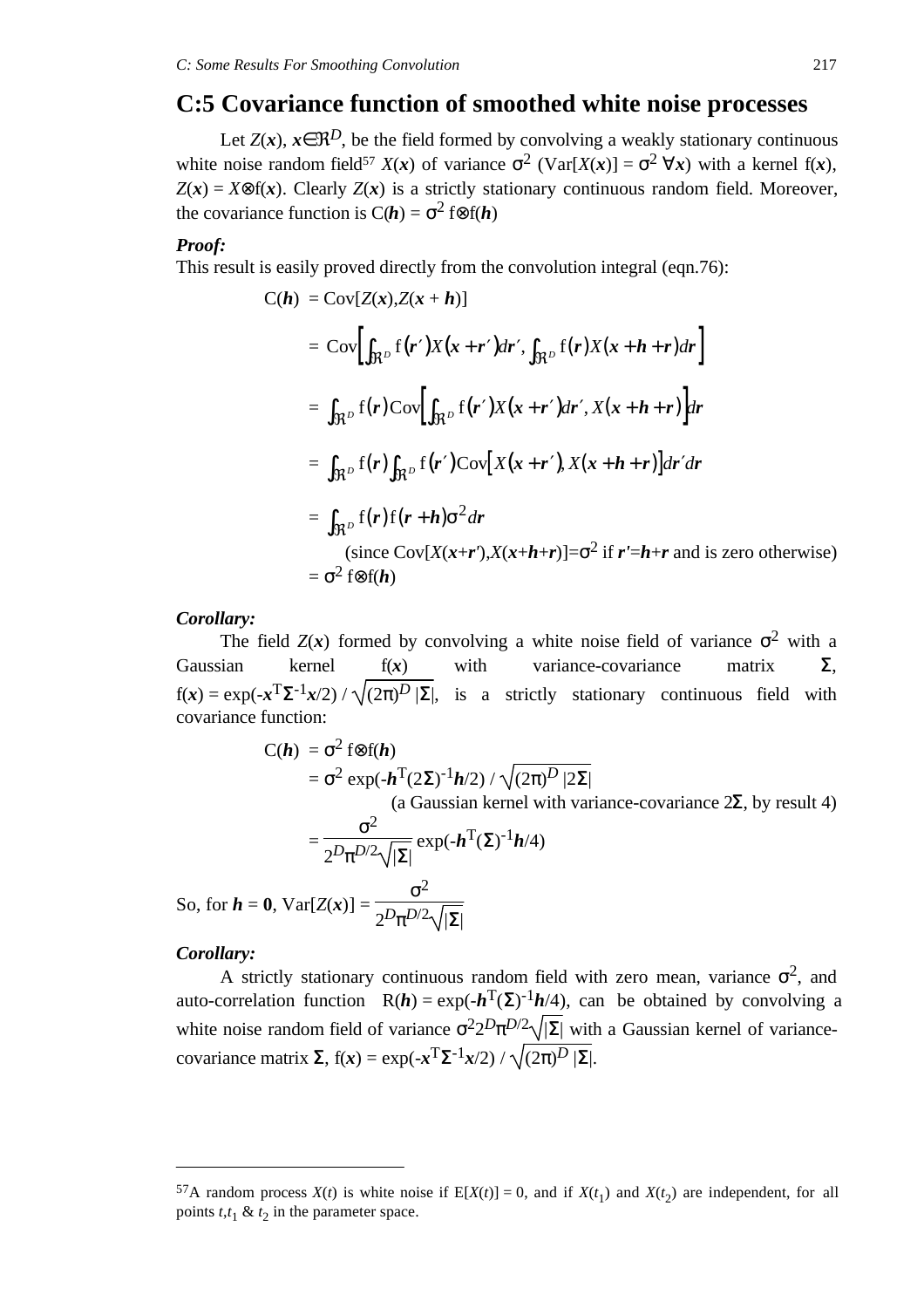## C:5 Covariance function of smoothed white noise processes

Let $Z(\boldsymbol{x})$, $\boldsymbol{x} \in \Re^D$, be the field formed by convolving a weakly stationary continuous white noise random field[57] $X(\boldsymbol{x})$ of variance $\sigma^2$ ($\mathrm{Var}[X(\boldsymbol{x})] = \sigma^2 \;\forall \boldsymbol{x}$) with a kernel $\mathrm{f}(\boldsymbol{x})$, $Z(\boldsymbol{x}) = X \otimes \mathrm{f}(\boldsymbol{x})$. Clearly $Z(\boldsymbol{x})$ is a strictly stationary continuous random field. Moreover, the covariance function is $\mathrm{C}(\boldsymbol{h}) = \sigma^2\, \mathrm{f} \otimes \mathrm{f}(\boldsymbol{h})$

***Proof:***

This result is easily proved directly from the convolution integral (eqn.76):

$$
\begin{aligned}
\mathrm{C}(\boldsymbol{h}) &= \mathrm{Cov}[Z(\boldsymbol{x}), Z(\boldsymbol{x}+\boldsymbol{h})] \\
&= \mathrm{Cov}\left[\int_{\Re^D} \mathrm{f}(\boldsymbol{r}')X(\boldsymbol{x}+\boldsymbol{r}')d\boldsymbol{r}',\, \int_{\Re^D} \mathrm{f}(\boldsymbol{r})X(\boldsymbol{x}+\boldsymbol{h}+\boldsymbol{r})d\boldsymbol{r}\right] \\
&= \int_{\Re^D} \mathrm{f}(\boldsymbol{r})\mathrm{Cov}\left[\int_{\Re^D} \mathrm{f}(\boldsymbol{r}')X(\boldsymbol{x}+\boldsymbol{r}')d\boldsymbol{r}',\, X(\boldsymbol{x}+\boldsymbol{h}+\boldsymbol{r})\right]d\boldsymbol{r} \\
&= \int_{\Re^D} \mathrm{f}(\boldsymbol{r})\int_{\Re^D} \mathrm{f}(\boldsymbol{r}')\mathrm{Cov}\left[X(\boldsymbol{x}+\boldsymbol{r}'), X(\boldsymbol{x}+\boldsymbol{h}+\boldsymbol{r})\right]d\boldsymbol{r}'d\boldsymbol{r} \\
&= \int_{\Re^D} \mathrm{f}(\boldsymbol{r})\mathrm{f}(\boldsymbol{r}+\boldsymbol{h})\sigma^2 d\boldsymbol{r}
\end{aligned}
$$

(since $\mathrm{Cov}[X(\boldsymbol{x}+\boldsymbol{r}'), X(\boldsymbol{x}+\boldsymbol{h}+\boldsymbol{r})] = \sigma^2$ if $\boldsymbol{r}' = \boldsymbol{h}+\boldsymbol{r}$ and is zero otherwise)

$$= \sigma^2\, \mathrm{f} \otimes \mathrm{f}(\boldsymbol{h})$$

***Corollary:***

The field $Z(\boldsymbol{x})$ formed by convolving a white noise field of variance $\sigma^2$ with a Gaussian kernel $\mathrm{f}(\boldsymbol{x})$ with variance-covariance matrix $\Sigma$, $\mathrm{f}(\boldsymbol{x}) = \exp(-\boldsymbol{x}^T\Sigma^{-1}\boldsymbol{x}/2) / \sqrt{(2\pi)^D|\Sigma|}$, is a strictly stationary continuous field with covariance function:

$$
\begin{aligned}
\mathrm{C}(\boldsymbol{h}) &= \sigma^2\, \mathrm{f} \otimes \mathrm{f}(\boldsymbol{h}) \\
&= \sigma^2 \exp(-\boldsymbol{h}^T(2\Sigma)^{-1}\boldsymbol{h}/2) / \sqrt{(2\pi)^D|2\Sigma|}
\end{aligned}
$$

(a Gaussian kernel with variance-covariance $2\Sigma$, by result 4)

$$= \frac{\sigma^2}{2^D\pi^{D/2}\sqrt{|\Sigma|}} \exp(-\boldsymbol{h}^T(\Sigma)^{-1}\boldsymbol{h}/4)$$

So, for $\boldsymbol{h} = \boldsymbol{0}$, $\mathrm{Var}[Z(\boldsymbol{x})] = \dfrac{\sigma^2}{2^D\pi^{D/2}\sqrt{|\Sigma|}}$

***Corollary:***

A strictly stationary continuous random field with zero mean, variance $\sigma^2$, and auto-correlation function $\mathrm{R}(\boldsymbol{h}) = \exp(-\boldsymbol{h}^T(\Sigma)^{-1}\boldsymbol{h}/4)$, can be obtained by convolving a white noise random field of variance $\sigma^2 2^D\pi^{D/2}\sqrt{|\Sigma|}$ with a Gaussian kernel of variance-covariance matrix $\Sigma$, $\mathrm{f}(\boldsymbol{x}) = \exp(-\boldsymbol{x}^T\Sigma^{-1}\boldsymbol{x}/2) / \sqrt{(2\pi)^D|\Sigma|}$.

---

[57] A random process $X(t)$ is white noise if $\mathrm{E}[X(t)] = 0$, and if $X(t_1)$ and $X(t_2)$ are independent, for all points $t, t_1$ & $t_2$ in the parameter space.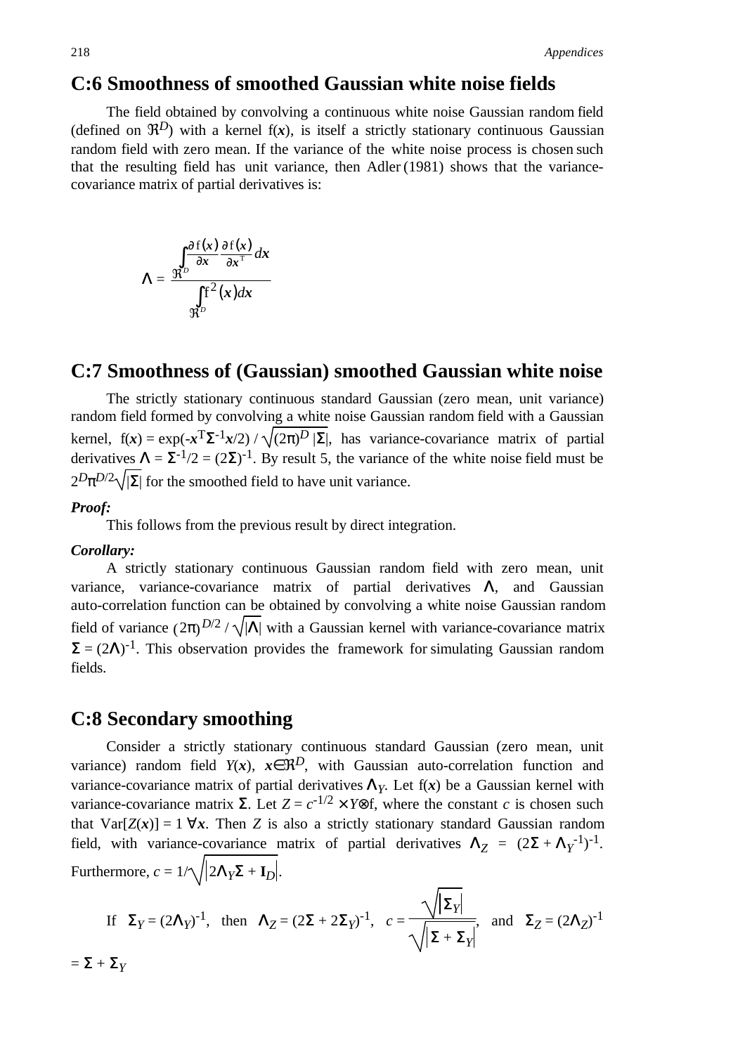## C:6 Smoothness of smoothed Gaussian white noise fields

The field obtained by convolving a continuous white noise Gaussian random field (defined on $\Re^D$) with a kernel $\mathrm{f}(\boldsymbol{x})$, is itself a strictly stationary continuous Gaussian random field with zero mean. If the variance of the white noise process is chosen such that the resulting field has unit variance, then Adler (1981) shows that the variance-covariance matrix of partial derivatives is:

$$\Lambda = \frac{\int_{\Re^D} \frac{\partial \mathrm{f}(\boldsymbol{x})}{\partial \boldsymbol{x}} \frac{\partial \mathrm{f}(\boldsymbol{x})}{\partial \boldsymbol{x}^{\mathrm{T}}} d\boldsymbol{x}}{\int_{\Re^D} \mathrm{f}^2(\boldsymbol{x}) d\boldsymbol{x}}$$

## C:7 Smoothness of (Gaussian) smoothed Gaussian white noise

The strictly stationary continuous standard Gaussian (zero mean, unit variance) random field formed by convolving a white noise Gaussian random field with a Gaussian kernel, $\mathrm{f}(\boldsymbol{x}) = \exp(-\boldsymbol{x}^{\mathrm{T}}\Sigma^{-1}\boldsymbol{x}/2) / \sqrt{(2\pi)^D |\Sigma|}$, has variance-covariance matrix of partial derivatives $\Lambda = \Sigma^{-1}/2 = (2\Sigma)^{-1}$. By result 5, the variance of the white noise field must be $2^D\pi^{D/2}\sqrt{|\Sigma|}$ for the smoothed field to have unit variance.

***Proof:***

This follows from the previous result by direct integration.

***Corollary:***

A strictly stationary continuous Gaussian random field with zero mean, unit variance, variance-covariance matrix of partial derivatives $\Lambda$, and Gaussian auto-correlation function can be obtained by convolving a white noise Gaussian random field of variance $(2\pi)^{D/2} / \sqrt{|\Lambda|}$ with a Gaussian kernel with variance-covariance matrix $\Sigma = (2\Lambda)^{-1}$. This observation provides the framework for simulating Gaussian random fields.

## C:8 Secondary smoothing

Consider a strictly stationary continuous standard Gaussian (zero mean, unit variance) random field $Y(\boldsymbol{x})$, $\boldsymbol{x} \in \Re^D$, with Gaussian auto-correlation function and variance-covariance matrix of partial derivatives $\Lambda_Y$. Let $\mathrm{f}(\boldsymbol{x})$ be a Gaussian kernel with variance-covariance matrix $\Sigma$. Let $Z = c^{-1/2} \times Y \otimes \mathrm{f}$, where the constant $c$ is chosen such that $\mathrm{Var}[Z(\boldsymbol{x})] = 1 \; \forall \boldsymbol{x}$. Then $Z$ is also a strictly stationary standard Gaussian random field, with variance-covariance matrix of partial derivatives $\Lambda_Z = (2\Sigma + \Lambda_Y^{-1})^{-1}$. Furthermore, $c = 1/\sqrt{|2\Lambda_Y\Sigma + \mathbf{I}_D|}$.

If $\Sigma_Y = (2\Lambda_Y)^{-1}$, then $\Lambda_Z = (2\Sigma + 2\Sigma_Y)^{-1}$, $c = \dfrac{\sqrt{|\Sigma_Y|}}{\sqrt{|\Sigma + \Sigma_Y|}}$, and $\Sigma_Z = (2\Lambda_Z)^{-1} = \Sigma + \Sigma_Y$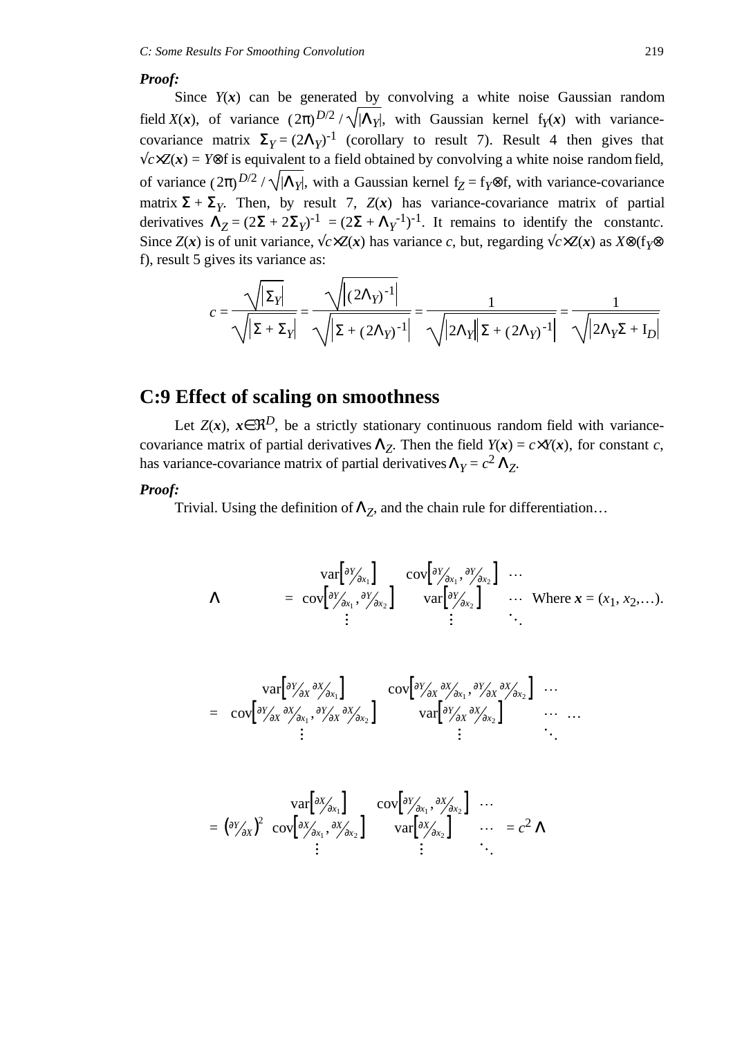***Proof:***

Since $Y(\boldsymbol{x})$ can be generated by convolving a white noise Gaussian random field $X(\boldsymbol{x})$, of variance $(2\pi)^{D/2}/\sqrt{|\Lambda_Y|}$, with Gaussian kernel $f_Y(\boldsymbol{x})$ with variance-covariance matrix $\Sigma_Y = (2\Lambda_Y)^{-1}$ (corollary to result 7). Result 4 then gives that $\sqrt{c}\times Z(\boldsymbol{x}) = Y\otimes f$ is equivalent to a field obtained by convolving a white noise random field, of variance $(2\pi)^{D/2}/\sqrt{|\Lambda_Y|}$, with a Gaussian kernel $f_Z = f_Y\otimes f$, with variance-covariance matrix $\Sigma + \Sigma_Y$. Then, by result 7, $Z(\boldsymbol{x})$ has variance-covariance matrix of partial derivatives $\Lambda_Z = (2\Sigma + 2\Sigma_Y)^{-1} = (2\Sigma + \Lambda_Y{}^{-1})^{-1}$. It remains to identify the constant $c$. Since $Z(\boldsymbol{x})$ is of unit variance, $\sqrt{c}\times Z(\boldsymbol{x})$ has variance $c$, but, regarding $\sqrt{c}\times Z(\boldsymbol{x})$ as $X\otimes(f_Y\otimes f)$, result 5 gives its variance as:

$$c = \frac{\sqrt{|\Sigma_Y|}}{\sqrt{|\Sigma + \Sigma_Y|}} = \frac{\sqrt{|(2\Lambda_Y)^{-1}|}}{\sqrt{|\Sigma + (2\Lambda_Y)^{-1}|}} = \frac{1}{\sqrt{|2\Lambda_Y||\Sigma + (2\Lambda_Y)^{-1}|}} = \frac{1}{\sqrt{|2\Lambda_Y\Sigma + I_D|}}$$

## C:9 Effect of scaling on smoothness

Let $Z(\boldsymbol{x})$, $\boldsymbol{x}\in\Re^D$, be a strictly stationary continuous random field with variance-covariance matrix of partial derivatives $\Lambda_Z$. Then the field $Y(\boldsymbol{x}) = c\times Y(\boldsymbol{x})$, for constant $c$, has variance-covariance matrix of partial derivatives $\Lambda_Y = c^2\,\Lambda_Z$.

***Proof:***

Trivial. Using the definition of $\Lambda_Z$, and the chain rule for differentiation…

$$\Lambda = \begin{pmatrix} \mathrm{var}\left[\partial Y/\partial x_1\right] & \mathrm{cov}\left[\partial Y/\partial x_1, \partial Y/\partial x_2\right] & \cdots \\ \mathrm{cov}\left[\partial Y/\partial x_1, \partial Y/\partial x_2\right] & \mathrm{var}\left[\partial Y/\partial x_2\right] & \cdots \\ \vdots & \vdots & \ddots \end{pmatrix} \quad \text{Where } \boldsymbol{x} = (x_1, x_2, \ldots).$$

$$= \begin{pmatrix} \mathrm{var}\left[\frac{\partial Y}{\partial X}\frac{\partial X}{\partial x_1}\right] & \mathrm{cov}\left[\frac{\partial Y}{\partial X}\frac{\partial X}{\partial x_1}, \frac{\partial Y}{\partial X}\frac{\partial X}{\partial x_2}\right] & \cdots \\ \mathrm{cov}\left[\frac{\partial Y}{\partial X}\frac{\partial X}{\partial x_1}, \frac{\partial Y}{\partial X}\frac{\partial X}{\partial x_2}\right] & \mathrm{var}\left[\frac{\partial Y}{\partial X}\frac{\partial X}{\partial x_2}\right] & \cdots \\ \vdots & \vdots & \ddots \end{pmatrix} \ldots$$

$$= \left(\partial Y/\partial X\right)^2 \begin{pmatrix} \mathrm{var}\left[\partial X/\partial x_1\right] & \mathrm{cov}\left[\partial Y/\partial x_1, \partial X/\partial x_2\right] & \cdots \\ \mathrm{cov}\left[\partial X/\partial x_1, \partial X/\partial x_2\right] & \mathrm{var}\left[\partial X/\partial x_2\right] & \cdots \\ \vdots & \vdots & \ddots \end{pmatrix} = c^2\,\Lambda$$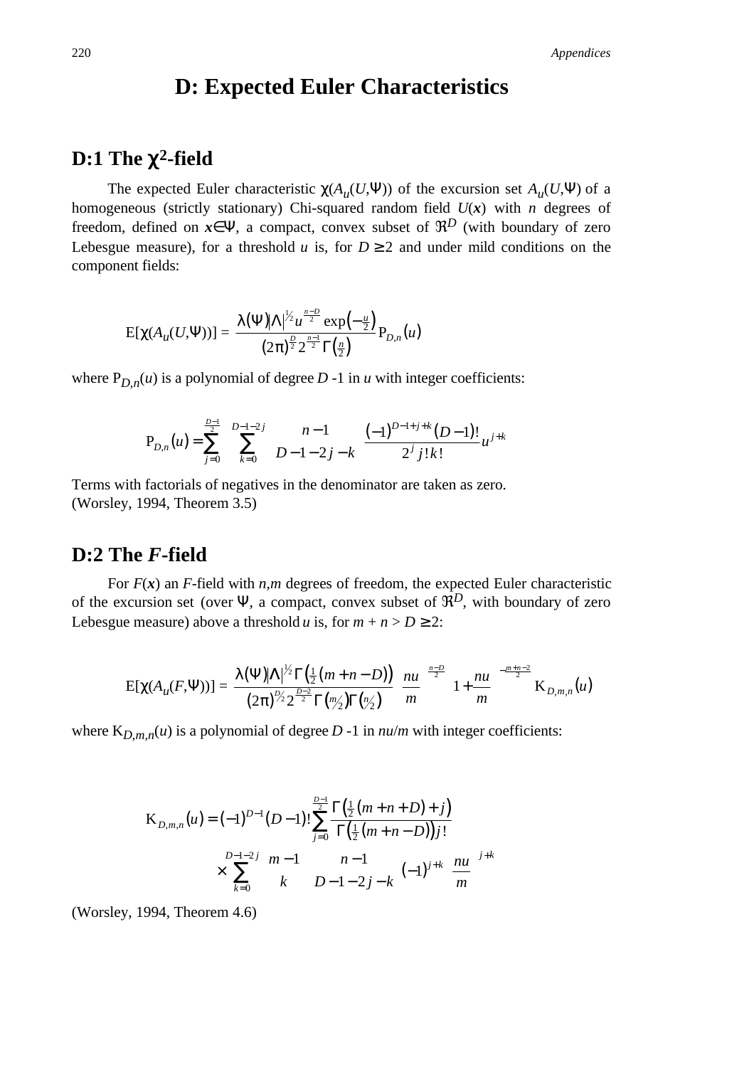# D: Expected Euler Characteristics

## D:1 The $\chi^2$-field

The expected Euler characteristic $\chi(A_u(U,\Psi))$ of the excursion set $A_u(U,\Psi)$ of a homogeneous (strictly stationary) Chi-squared random field $U(\boldsymbol{x})$ with $n$ degrees of freedom, defined on $\boldsymbol{x}\in\Psi$, a compact, convex subset of $\Re^D$ (with boundary of zero Lebesgue measure), for a threshold $u$ is, for $D \geq 2$ and under mild conditions on the component fields:

$$\mathrm{E}[\chi(A_u(U,\Psi))] = \frac{\lambda(\Psi)|\Lambda|^{1/2} u^{\frac{n-D}{2}} \exp\left(-\frac{u}{2}\right)}{(2\pi)^{\frac{D}{2}} 2^{\frac{n-1}{2}} \Gamma\left(\frac{n}{2}\right)} \mathrm{P}_{D,n}(u)$$

where $\mathrm{P}_{D,n}(u)$ is a polynomial of degree $D$ -1 in $u$ with integer coefficients:

$$\mathrm{P}_{D,n}(u) = \sum_{j=0}^{\frac{D-1}{2}} \sum_{k=0}^{D-1-2j} \binom{n-1}{D-1-2j-k} \frac{(-1)^{D-1+j+k}(D-1)!}{2^j j!k!} u^{j+k}$$

Terms with factorials of negatives in the denominator are taken as zero.
(Worsley, 1994, Theorem 3.5)

## D:2 The *F*-field

For $F(\boldsymbol{x})$ an $F$-field with $n,m$ degrees of freedom, the expected Euler characteristic of the excursion set (over $\Psi$, a compact, convex subset of $\Re^D$, with boundary of zero Lebesgue measure) above a threshold $u$ is, for $m + n > D \geq 2$:

$$\mathrm{E}[\chi(A_u(F,\Psi))] = \frac{\lambda(\Psi)|\Lambda|^{1/2}\Gamma\left(\frac{1}{2}(m+n-D)\right)}{(2\pi)^{D/2} 2^{\frac{D-2}{2}} \Gamma\left(m/2\right)\Gamma\left(n/2\right)} \left(\frac{nu}{m}\right)^{\frac{n-D}{2}} \left(1+\frac{nu}{m}\right)^{-\frac{m+n-2}{2}} \mathrm{K}_{D,m,n}(u)$$

where $\mathrm{K}_{D,m,n}(u)$ is a polynomial of degree $D$ -1 in $nu/m$ with integer coefficients:

$$\mathrm{K}_{D,m,n}(u) = (-1)^{D-1}(D-1)! \sum_{j=0}^{\frac{D-1}{2}} \frac{\Gamma\left(\frac{1}{2}(m+n+D)+j\right)}{\Gamma\left(\frac{1}{2}(m+n-D)\right)j!} \times \sum_{k=0}^{D-1-2j} \binom{m-1}{k} \binom{n-1}{D-1-2j-k} (-1)^{j+k} \left(\frac{nu}{m}\right)^{j+k}$$

(Worsley, 1994, Theorem 4.6)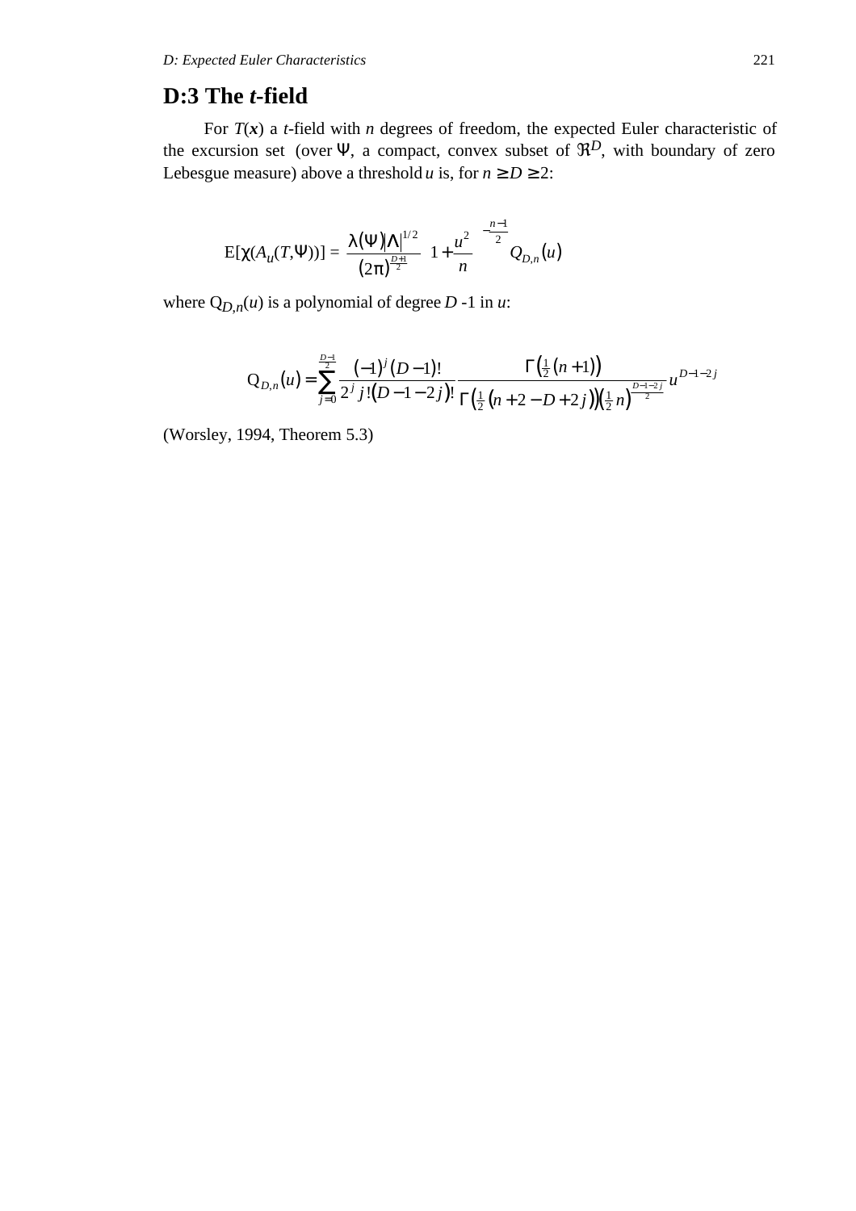## D:3 The *t*-field

For $T(\boldsymbol{x})$ a *t*-field with $n$ degrees of freedom, the expected Euler characteristic of the excursion set (over $\Psi$, a compact, convex subset of $\Re^D$, with boundary of zero Lebesgue measure) above a threshold $u$ is, for $n \geq D \geq 2$:

$$\mathrm{E}[\chi(A_u(T,\Psi))] = \frac{\lambda(\Psi)|\Lambda|^{1/2}}{(2\pi)^{\frac{D+1}{2}}}\left(1+\frac{u^2}{n}\right)^{-\frac{n-1}{2}} Q_{D,n}(u)$$

where $Q_{D,n}(u)$ is a polynomial of degree $D$ -1 in $u$:

$$Q_{D,n}(u) = \sum_{j=0}^{\lfloor\frac{D-1}{2}\rfloor} \frac{(-1)^j (D-1)!}{2^j\, j!(D-1-2j)!} \frac{\Gamma\left(\frac{1}{2}(n+1)\right)}{\Gamma\left(\frac{1}{2}(n+2-D+2j)\right)\left(\frac{1}{2}n\right)^{\frac{D-1-2j}{2}}} u^{D-1-2j}$$

(Worsley, 1994, Theorem 5.3)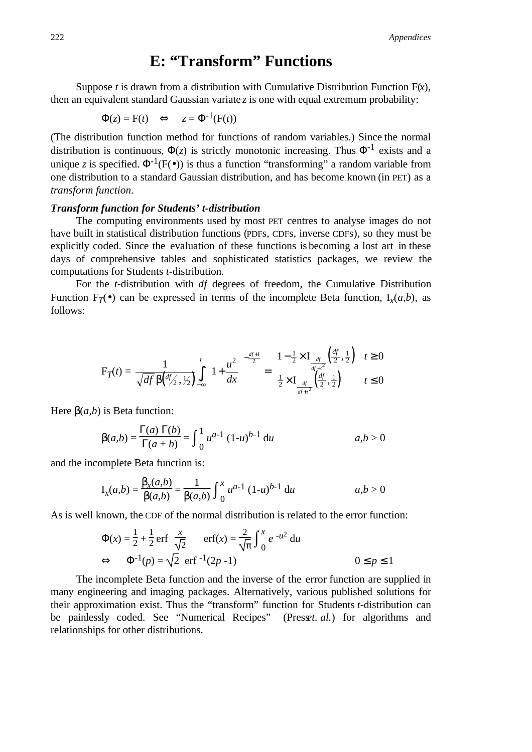# E: "Transform" Functions

Suppose $t$ is drawn from a distribution with Cumulative Distribution Function $F(x)$, then an equivalent standard Gaussian variate $z$ is one with equal extremum probability:

$$\Phi(z) = F(t) \quad \Leftrightarrow \quad z = \Phi^{-1}(F(t))$$

(The distribution function method for functions of random variables.) Since the normal distribution is continuous, $\Phi(z)$ is strictly monotonic increasing. Thus $\Phi^{-1}$ exists and a unique $z$ is specified. $\Phi^{-1}(F(\bullet))$ is thus a function "transforming" a random variable from one distribution to a standard Gaussian distribution, and has become known (in PET) as a *transform function*.

***Transform function for Students' t-distribution***

The computing environments used by most PET centres to analyse images do not have built in statistical distribution functions (PDFs, CDFs, inverse CDFs), so they must be explicitly coded. Since the evaluation of these functions is becoming a lost art in these days of comprehensive tables and sophisticated statistics packages, we review the computations for Students $t$-distribution.

For the $t$-distribution with $df$ degrees of freedom, the Cumulative Distribution Function $F_T(\bullet)$ can be expressed in terms of the incomplete Beta function, $I_x(a,b)$, as follows:

$$F_T(t) = \frac{1}{\sqrt{df}\,\beta\left(\frac{df}{2}, \frac{1}{2}\right)} \int_{-\infty}^{t} \left(1 + \frac{u^2}{dx}\right)^{-\frac{df+1}{2}} = \begin{cases} 1 - \frac{1}{2} \times I_{\frac{df}{df+t^2}}\left(\frac{df}{2}, \frac{1}{2}\right) & t \geq 0 \\ \frac{1}{2} \times I_{\frac{df}{df+t^2}}\left(\frac{df}{2}, \frac{1}{2}\right) & t \leq 0 \end{cases}$$

Here $\beta(a,b)$ is Beta function:

$$\beta(a,b) = \frac{\Gamma(a)\,\Gamma(b)}{\Gamma(a+b)} = \int_0^1 u^{a-1}\,(1-u)^{b-1}\,du \qquad a,b > 0$$

and the incomplete Beta function is:

$$I_x(a,b) = \frac{\beta_x(a,b)}{\beta(a,b)} = \frac{1}{\beta(a,b)} \int_0^x u^{a-1}\,(1-u)^{b-1}\,du \qquad a,b > 0$$

As is well known, the CDF of the normal distribution is related to the error function:

$$\Phi(x) = \frac{1}{2} + \frac{1}{2}\,\text{erf}\left(\frac{x}{\sqrt{2}}\right) \qquad \text{erf}(x) = \frac{2}{\sqrt{\pi}} \int_0^x e^{-u^2}\,du$$

$$\Leftrightarrow \quad \Phi^{-1}(p) = \sqrt{2}\;\text{erf}^{-1}(2p-1) \qquad 0 \leq p \leq 1$$

The incomplete Beta function and the inverse of the error function are supplied in many engineering and imaging packages. Alternatively, various published solutions for their approximation exist. Thus the "transform" function for Students $t$-distribution can be painlessly coded. See "Numerical Recipes" (Press *et. al.*) for algorithms and relationships for other distributions.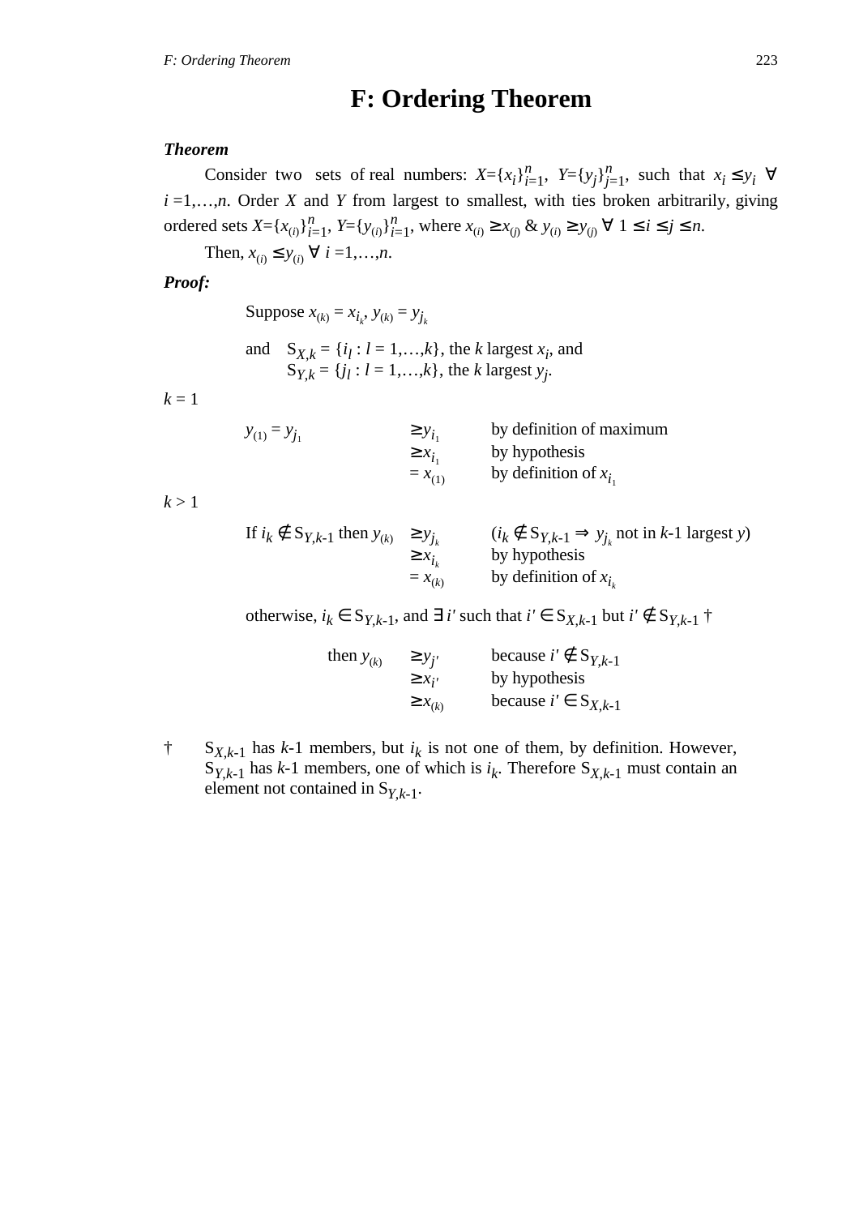# F: Ordering Theorem

***Theorem***

Consider two sets of real numbers: $X=\{x_i\}_{i=1}^n$, $Y=\{y_j\}_{j=1}^n$, such that $x_i \le y_i \; \forall \; i=1,\ldots,n$. Order $X$ and $Y$ from largest to smallest, with ties broken arbitrarily, giving ordered sets $X=\{x_{(i)}\}_{i=1}^n$, $Y=\{y_{(i)}\}_{i=1}^n$, where $x_{(i)} \ge x_{(j)}$ & $y_{(i)} \ge y_{(j)} \; \forall \; 1 \le i \le j \le n$.

Then, $x_{(i)} \le y_{(i)} \; \forall \; i=1,\ldots,n$.

***Proof:***

Suppose $x_{(k)} = x_{i_k}$, $y_{(k)} = y_{j_k}$

and $S_{X,k} = \{i_l : l = 1,\ldots,k\}$, the $k$ largest $x_i$, and
$S_{Y,k} = \{j_l : l = 1,\ldots,k\}$, the $k$ largest $y_j$.

$k = 1$

| | | |
|---|---|---|
| $y_{(1)} = y_{j_1}$ | $\ge y_{i_1}$ | by definition of maximum |
| | $\ge x_{i_1}$ | by hypothesis |
| | $= x_{(1)}$ | by definition of $x_{i_1}$ |

$k > 1$

| | | |
|---|---|---|
| If $i_k \notin S_{Y,k-1}$ then $y_{(k)}$ | $\ge y_{j_k}$ | ($i_k \notin S_{Y,k-1} \Rightarrow y_{j_k}$ not in $k$-1 largest $y$) |
| | $\ge x_{i_k}$ | by hypothesis |
| | $= x_{(k)}$ | by definition of $x_{i_k}$ |

otherwise, $i_k \in S_{Y,k-1}$, and $\exists \, i'$ such that $i' \in S_{X,k-1}$ but $i' \notin S_{Y,k-1}$ †

| | | |
|---|---|---|
| then $y_{(k)}$ | $\ge y_{j'}$ | because $i' \notin S_{Y,k-1}$ |
| | $\ge x_{i'}$ | by hypothesis |
| | $\ge x_{(k)}$ | because $i' \in S_{X,k-1}$ |

† $S_{X,k-1}$ has $k$-1 members, but $i_k$ is not one of them, by definition. However, $S_{Y,k-1}$ has $k$-1 members, one of which is $i_k$. Therefore $S_{X,k-1}$ must contain an element not contained in $S_{Y,k-1}$.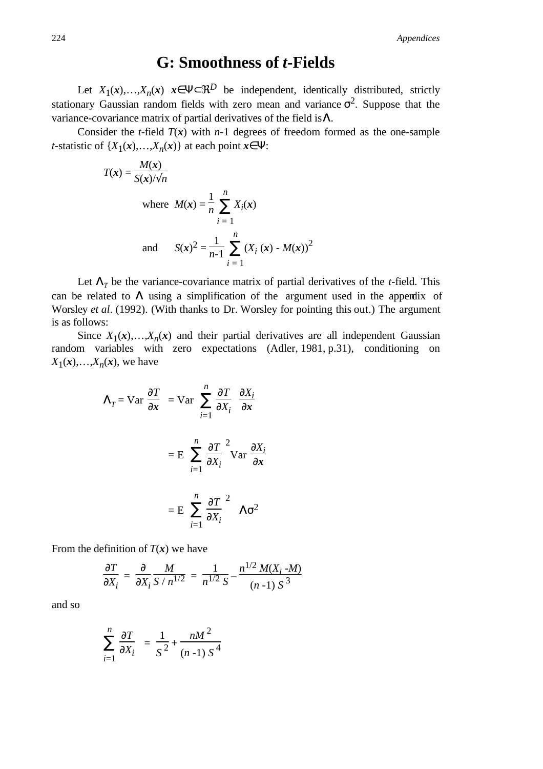# G: Smoothness of *t*-Fields

Let $X_1(\boldsymbol{x}),\ldots,X_n(\boldsymbol{x})$ $\boldsymbol{x}\in\Psi\subset\Re^D$ be independent, identically distributed, strictly stationary Gaussian random fields with zero mean and variance $\sigma^2$. Suppose that the variance-covariance matrix of partial derivatives of the field is $\Lambda$.

Consider the *t*-field $T(\boldsymbol{x})$ with $n$-1 degrees of freedom formed as the one-sample *t*-statistic of $\{X_1(\boldsymbol{x}),\ldots,X_n(\boldsymbol{x})\}$ at each point $\boldsymbol{x}\in\Psi$:

$$T(\boldsymbol{x}) = \frac{M(\boldsymbol{x})}{S(\boldsymbol{x})/\sqrt{n}}$$

$$\text{where } \; M(\boldsymbol{x}) = \frac{1}{n}\sum_{i=1}^{n} X_i(\boldsymbol{x})$$

$$\text{and } \quad S(\boldsymbol{x})^2 = \frac{1}{n\text{-}1}\sum_{i=1}^{n} (X_i(\boldsymbol{x}) - M(\boldsymbol{x}))^2$$

Let $\Lambda_T$ be the variance-covariance matrix of partial derivatives of the *t*-field. This can be related to $\Lambda$ using a simplification of the argument used in the appendix of Worsley *et al*. (1992). (With thanks to Dr. Worsley for pointing this out.) The argument is as follows:

Since $X_1(\boldsymbol{x}),\ldots,X_n(\boldsymbol{x})$ and their partial derivatives are all independent Gaussian random variables with zero expectations (Adler, 1981, p.31), conditioning on $X_1(\boldsymbol{x}),\ldots,X_n(\boldsymbol{x})$, we have

$$\Lambda_T = \text{Var}\left(\frac{\partial T}{\partial \boldsymbol{x}}\right) = \text{Var}\left(\sum_{i=1}^{n} \frac{\partial T}{\partial X_i}\frac{\partial X_i}{\partial \boldsymbol{x}}\right)$$

$$= \text{E}\left[\sum_{i=1}^{n} \left(\frac{\partial T}{\partial X_i}\right)^2 \text{Var}\left(\frac{\partial X_i}{\partial \boldsymbol{x}}\right)\right]$$

$$= \text{E}\left[\sum_{i=1}^{n} \left(\frac{\partial T}{\partial X_i}\right)^2\right]\Lambda\sigma^2$$

From the definition of $T(\boldsymbol{x})$ we have

$$\frac{\partial T}{\partial X_i} = \frac{\partial}{\partial X_i}\frac{M}{S/n^{1/2}} = \frac{1}{n^{1/2}S} - \frac{n^{1/2}M(X_i - M)}{(n-1)S^3}$$

and so

$$\sum_{i=1}^{n}\left(\frac{\partial T}{\partial X_i}\right)^2 = \frac{1}{S^2} + \frac{nM^2}{(n-1)S^4}$$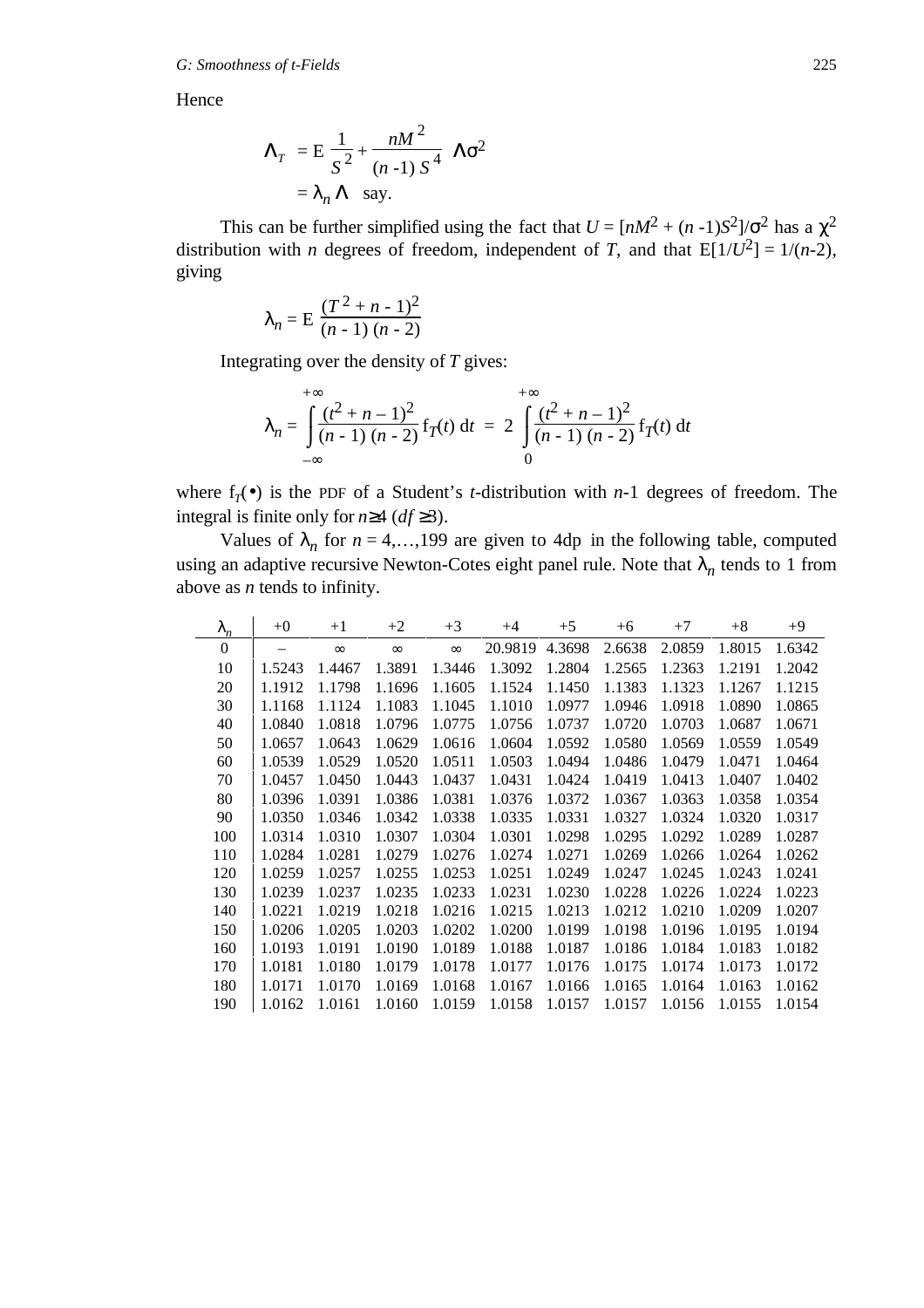Hence

$$\Lambda_T = \mathrm{E}\left[\frac{1}{S^2} + \frac{nM^2}{(n-1)\,S^4}\right]\Lambda\sigma^2$$
$$= \lambda_n \Lambda \quad \text{say.}$$

This can be further simplified using the fact that $U = [nM^2 + (n-1)S^2]/\sigma^2$ has a $\chi^2$ distribution with $n$ degrees of freedom, independent of $T$, and that $\mathrm{E}[1/U^2] = 1/(n\text{-}2)$, giving

$$\lambda_n = \mathrm{E}\left[\frac{(T^2 + n - 1)^2}{(n-1)\,(n-2)}\right]$$

Integrating over the density of $T$ gives:

$$\lambda_n = \int_{-\infty}^{+\infty} \frac{(t^2 + n - 1)^2}{(n-1)\,(n-2)}\, \mathrm{f}_T(t)\,\mathrm{d}t \;=\; 2\int_{0}^{+\infty} \frac{(t^2 + n - 1)^2}{(n-1)\,(n-2)}\, \mathrm{f}_T(t)\,\mathrm{d}t$$

where $\mathrm{f}_T(\bullet)$ is the PDF of a Student's $t$-distribution with $n$-1 degrees of freedom. The integral is finite only for $n \geq 4$ ($df \geq 3$).

Values of $\lambda_n$ for $n = 4,\ldots,199$ are given to 4dp in the following table, computed using an adaptive recursive Newton-Cotes eight panel rule. Note that $\lambda_n$ tends to 1 from above as $n$ tends to infinity.

| $\lambda_n$ | +0 | +1 | +2 | +3 | +4 | +5 | +6 | +7 | +8 | +9 |
|---|---|---|---|---|---|---|---|---|---|---|
| 0 | – | ∞ | ∞ | ∞ | 20.9819 | 4.3698 | 2.6638 | 2.0859 | 1.8015 | 1.6342 |
| 10 | 1.5243 | 1.4467 | 1.3891 | 1.3446 | 1.3092 | 1.2804 | 1.2565 | 1.2363 | 1.2191 | 1.2042 |
| 20 | 1.1912 | 1.1798 | 1.1696 | 1.1605 | 1.1524 | 1.1450 | 1.1383 | 1.1323 | 1.1267 | 1.1215 |
| 30 | 1.1168 | 1.1124 | 1.1083 | 1.1045 | 1.1010 | 1.0977 | 1.0946 | 1.0918 | 1.0890 | 1.0865 |
| 40 | 1.0840 | 1.0818 | 1.0796 | 1.0775 | 1.0756 | 1.0737 | 1.0720 | 1.0703 | 1.0687 | 1.0671 |
| 50 | 1.0657 | 1.0643 | 1.0629 | 1.0616 | 1.0604 | 1.0592 | 1.0580 | 1.0569 | 1.0559 | 1.0549 |
| 60 | 1.0539 | 1.0529 | 1.0520 | 1.0511 | 1.0503 | 1.0494 | 1.0486 | 1.0479 | 1.0471 | 1.0464 |
| 70 | 1.0457 | 1.0450 | 1.0443 | 1.0437 | 1.0431 | 1.0424 | 1.0419 | 1.0413 | 1.0407 | 1.0402 |
| 80 | 1.0396 | 1.0391 | 1.0386 | 1.0381 | 1.0376 | 1.0372 | 1.0367 | 1.0363 | 1.0358 | 1.0354 |
| 90 | 1.0350 | 1.0346 | 1.0342 | 1.0338 | 1.0335 | 1.0331 | 1.0327 | 1.0324 | 1.0320 | 1.0317 |
| 100 | 1.0314 | 1.0310 | 1.0307 | 1.0304 | 1.0301 | 1.0298 | 1.0295 | 1.0292 | 1.0289 | 1.0287 |
| 110 | 1.0284 | 1.0281 | 1.0279 | 1.0276 | 1.0274 | 1.0271 | 1.0269 | 1.0266 | 1.0264 | 1.0262 |
| 120 | 1.0259 | 1.0257 | 1.0255 | 1.0253 | 1.0251 | 1.0249 | 1.0247 | 1.0245 | 1.0243 | 1.0241 |
| 130 | 1.0239 | 1.0237 | 1.0235 | 1.0233 | 1.0231 | 1.0230 | 1.0228 | 1.0226 | 1.0224 | 1.0223 |
| 140 | 1.0221 | 1.0219 | 1.0218 | 1.0216 | 1.0215 | 1.0213 | 1.0212 | 1.0210 | 1.0209 | 1.0207 |
| 150 | 1.0206 | 1.0205 | 1.0203 | 1.0202 | 1.0200 | 1.0199 | 1.0198 | 1.0196 | 1.0195 | 1.0194 |
| 160 | 1.0193 | 1.0191 | 1.0190 | 1.0189 | 1.0188 | 1.0187 | 1.0186 | 1.0184 | 1.0183 | 1.0182 |
| 170 | 1.0181 | 1.0180 | 1.0179 | 1.0178 | 1.0177 | 1.0176 | 1.0175 | 1.0174 | 1.0173 | 1.0172 |
| 180 | 1.0171 | 1.0170 | 1.0169 | 1.0168 | 1.0167 | 1.0166 | 1.0165 | 1.0164 | 1.0163 | 1.0162 |
| 190 | 1.0162 | 1.0161 | 1.0160 | 1.0159 | 1.0158 | 1.0157 | 1.0157 | 1.0156 | 1.0155 | 1.0154 |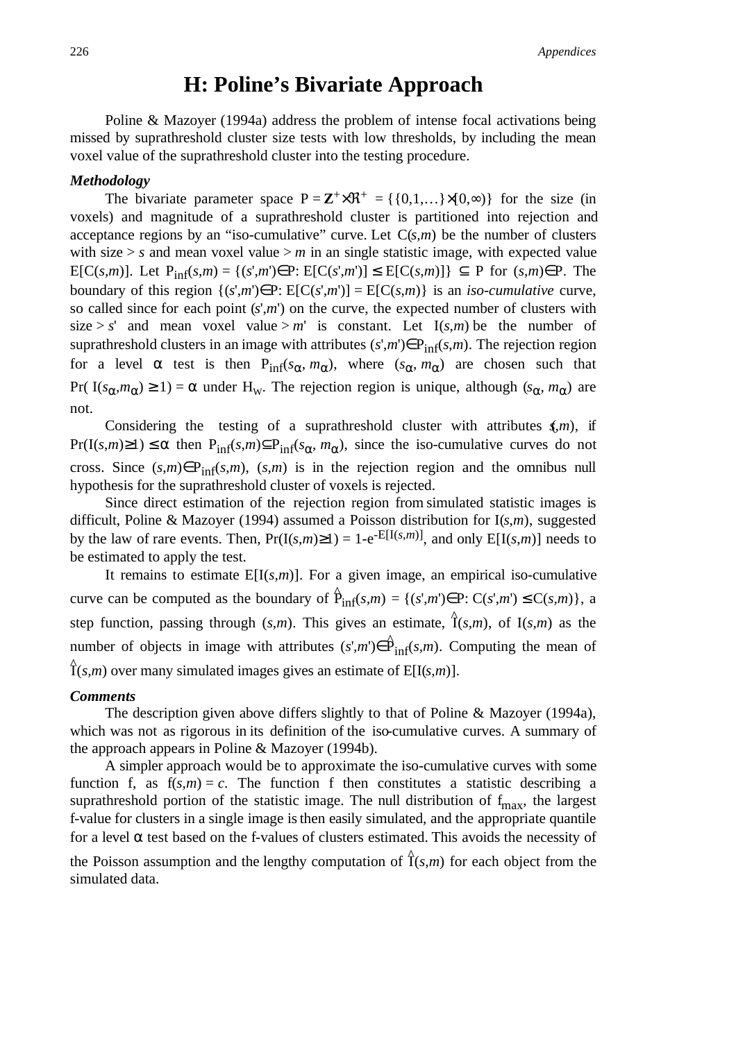# H: Poline's Bivariate Approach

Poline & Mazoyer (1994a) address the problem of intense focal activations being missed by suprathreshold cluster size tests with low thresholds, by including the mean voxel value of the suprathreshold cluster into the testing procedure.

***Methodology***

The bivariate parameter space $P = \mathbf{Z}^{+}\times\Re^{+} = \{\{0,1,\ldots\}\times[0,\infty)\}$ for the size (in voxels) and magnitude of a suprathreshold cluster is partitioned into rejection and acceptance regions by an "iso-cumulative" curve. Let $C(s,m)$ be the number of clusters with size $> s$ and mean voxel value $> m$ in an single statistic image, with expected value $E[C(s,m)]$. Let $P_{inf}(s,m) = \{(s',m')\in P\colon E[C(s',m')] \leq E[C(s,m)]\} \subseteq P$ for $(s,m)\in P$. The boundary of this region $\{(s',m')\in P\colon E[C(s',m')] = E[C(s,m)\}$ is an *iso-cumulative* curve, so called since for each point $(s',m')$ on the curve, the expected number of clusters with size $> s'$ and mean voxel value $> m'$ is constant. Let $I(s,m)$ be the number of suprathreshold clusters in an image with attributes $(s',m')\in P_{inf}(s,m)$. The rejection region for a level $\alpha$ test is then $P_{inf}(s_\alpha, m_\alpha)$, where $(s_\alpha, m_\alpha)$ are chosen such that $\Pr(\, I(s_\alpha,m_\alpha) \geq 1) = \alpha$ under $H_W$. The rejection region is unique, although $(s_\alpha, m_\alpha)$ are not.

Considering the testing of a suprathreshold cluster with attributes $(s,m)$, if $\Pr(I(s,m)\geq 1) \leq \alpha$ then $P_{inf}(s,m) \subseteq P_{inf}(s_\alpha, m_\alpha)$, since the iso-cumulative curves do not cross. Since $(s,m)\in P_{inf}(s,m)$, $(s,m)$ is in the rejection region and the omnibus null hypothesis for the suprathreshold cluster of voxels is rejected.

Since direct estimation of the rejection region from simulated statistic images is difficult, Poline & Mazoyer (1994) assumed a Poisson distribution for $I(s,m)$, suggested by the law of rare events. Then, $\Pr(I(s,m)\geq 1) = 1\text{-}e^{-E[I(s,m)]}$, and only $E[I(s,m)]$ needs to be estimated to apply the test.

It remains to estimate $E[I(s,m)]$. For a given image, an empirical iso-cumulative curve can be computed as the boundary of $\hat{P}_{inf}(s,m) = \{(s',m')\in P\colon C(s',m') \leq C(s,m)\}$, a step function, passing through $(s,m)$. This gives an estimate, $\hat{I}(s,m)$, of $I(s,m)$ as the number of objects in image with attributes $(s',m')\in\hat{P}_{inf}(s,m)$. Computing the mean of $\hat{I}(s,m)$ over many simulated images gives an estimate of $E[I(s,m)]$.

***Comments***

The description given above differs slightly to that of Poline & Mazoyer (1994a), which was not as rigorous in its definition of the iso-cumulative curves. A summary of the approach appears in Poline & Mazoyer (1994b).

A simpler approach would be to approximate the iso-cumulative curves with some function f, as $f(s,m) = c$. The function f then constitutes a statistic describing a suprathreshold portion of the statistic image. The null distribution of $f_{max}$, the largest f-value for clusters in a single image is then easily simulated, and the appropriate quantile for a level $\alpha$ test based on the f-values of clusters estimated. This avoids the necessity of the Poisson assumption and the lengthy computation of $\hat{I}(s,m)$ for each object from the simulated data.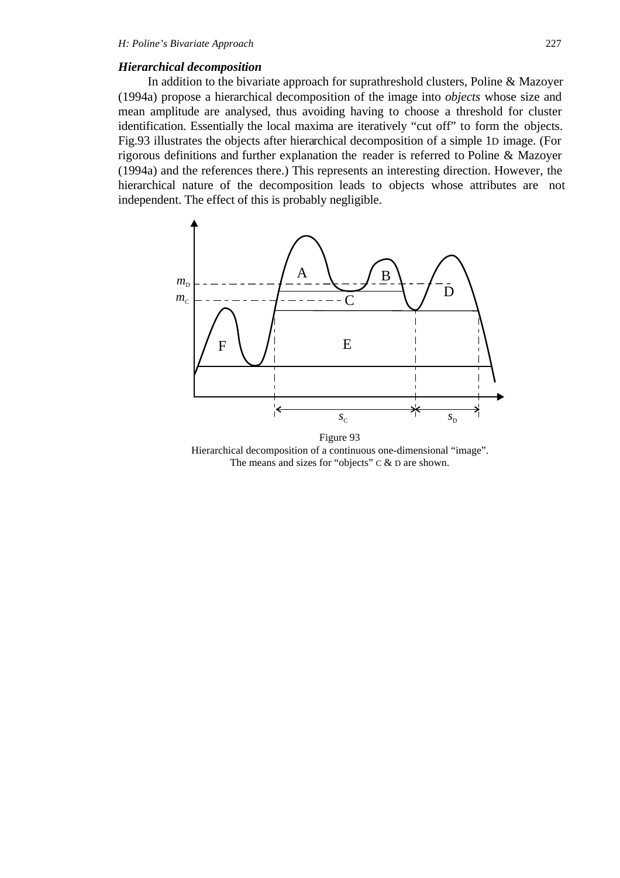### *Hierarchical decomposition*

In addition to the bivariate approach for suprathreshold clusters, Poline & Mazoyer (1994a) propose a hierarchical decomposition of the image into *objects* whose size and mean amplitude are analysed, thus avoiding having to choose a threshold for cluster identification. Essentially the local maxima are iteratively "cut off" to form the objects. Fig.93 illustrates the objects after hierarchical decomposition of a simple 1D image. (For rigorous definitions and further explanation the reader is referred to Poline & Mazoyer (1994a) and the references there.) This represents an interesting direction. However, the hierarchical nature of the decomposition leads to objects whose attributes are not independent. The effect of this is probably negligible.

Figure 93
Hierarchical decomposition of a continuous one-dimensional "image".
The means and sizes for "objects" C & D are shown.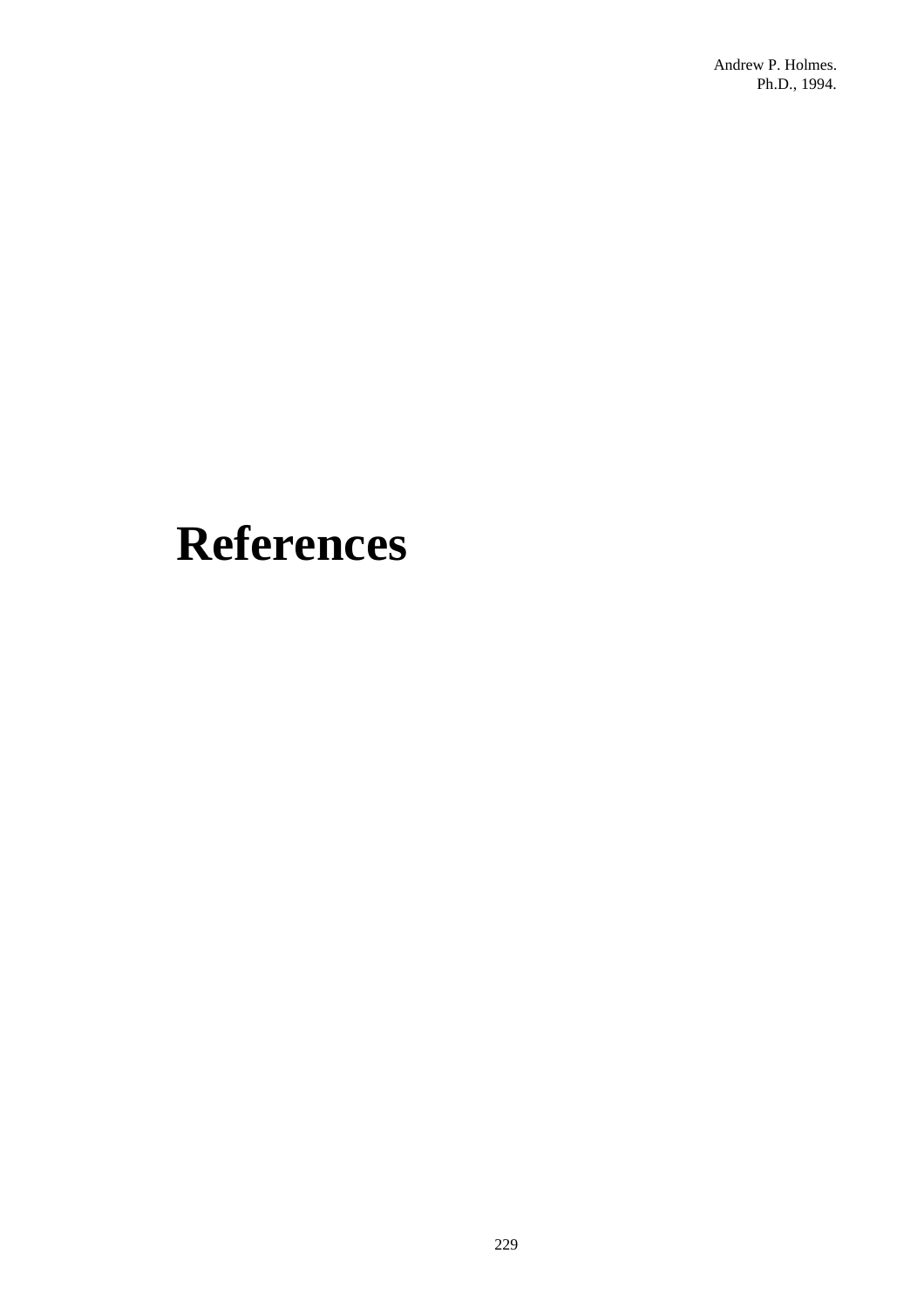# References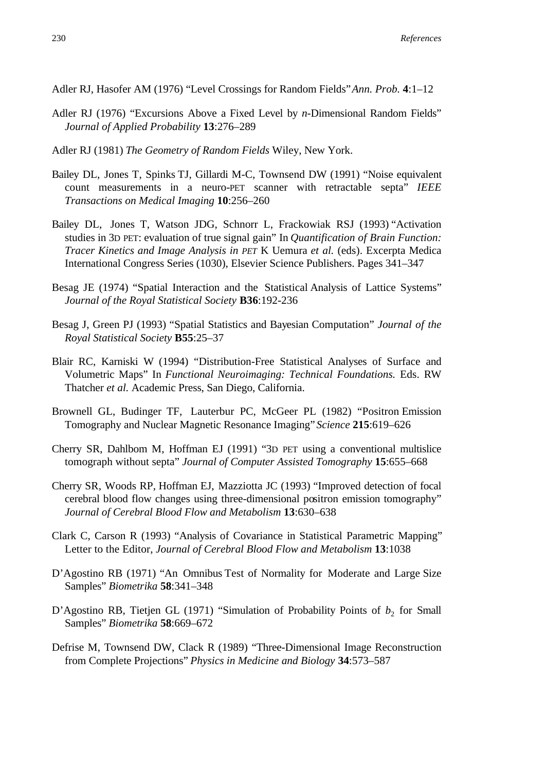Adler RJ, Hasofer AM (1976) "Level Crossings for Random Fields" *Ann. Prob.* **4**:1–12

Adler RJ (1976) "Excursions Above a Fixed Level by *n*-Dimensional Random Fields" *Journal of Applied Probability* **13**:276–289

Adler RJ (1981) *The Geometry of Random Fields* Wiley, New York.

Bailey DL, Jones T, Spinks TJ, Gillardi M-C, Townsend DW (1991) "Noise equivalent count measurements in a neuro-PET scanner with retractable septa" *IEEE Transactions on Medical Imaging* **10**:256–260

Bailey DL, Jones T, Watson JDG, Schnorr L, Frackowiak RSJ (1993) "Activation studies in 3D PET: evaluation of true signal gain" In *Quantification of Brain Function: Tracer Kinetics and Image Analysis in PET* K Uemura *et al.* (eds). Excerpta Medica International Congress Series (1030), Elsevier Science Publishers. Pages 341–347

Besag JE (1974) "Spatial Interaction and the Statistical Analysis of Lattice Systems" *Journal of the Royal Statistical Society* **B36**:192-236

Besag J, Green PJ (1993) "Spatial Statistics and Bayesian Computation" *Journal of the Royal Statistical Society* **B55**:25–37

Blair RC, Karniski W (1994) "Distribution-Free Statistical Analyses of Surface and Volumetric Maps" In *Functional Neuroimaging: Technical Foundations.* Eds. RW Thatcher *et al.* Academic Press, San Diego, California.

Brownell GL, Budinger TF, Lauterbur PC, McGeer PL (1982) "Positron Emission Tomography and Nuclear Magnetic Resonance Imaging" *Science* **215**:619–626

Cherry SR, Dahlbom M, Hoffman EJ (1991) "3D PET using a conventional multislice tomograph without septa" *Journal of Computer Assisted Tomography* **15**:655–668

Cherry SR, Woods RP, Hoffman EJ, Mazziotta JC (1993) "Improved detection of focal cerebral blood flow changes using three-dimensional positron emission tomography" *Journal of Cerebral Blood Flow and Metabolism* **13**:630–638

Clark C, Carson R (1993) "Analysis of Covariance in Statistical Parametric Mapping" Letter to the Editor, *Journal of Cerebral Blood Flow and Metabolism* **13**:1038

D'Agostino RB (1971) "An Omnibus Test of Normality for Moderate and Large Size Samples" *Biometrika* **58**:341–348

D'Agostino RB, Tietjen GL (1971) "Simulation of Probability Points of $b_2$ for Small Samples" *Biometrika* **58**:669–672

Defrise M, Townsend DW, Clack R (1989) "Three-Dimensional Image Reconstruction from Complete Projections" *Physics in Medicine and Biology* **34**:573–587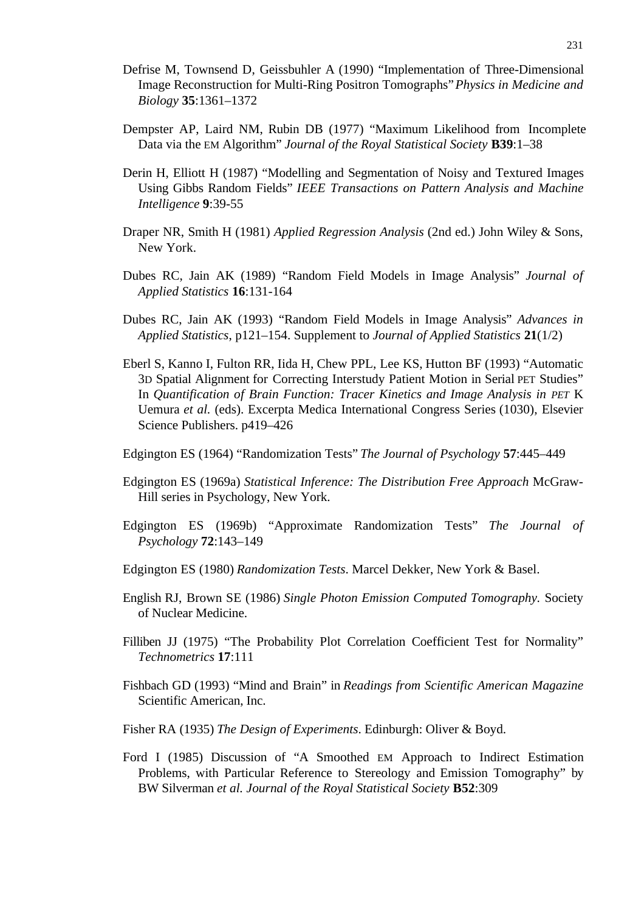Defrise M, Townsend D, Geissbuhler A (1990) "Implementation of Three-Dimensional Image Reconstruction for Multi-Ring Positron Tomographs" *Physics in Medicine and Biology* **35**:1361–1372

Dempster AP, Laird NM, Rubin DB (1977) "Maximum Likelihood from Incomplete Data via the EM Algorithm" *Journal of the Royal Statistical Society* **B39**:1–38

Derin H, Elliott H (1987) "Modelling and Segmentation of Noisy and Textured Images Using Gibbs Random Fields" *IEEE Transactions on Pattern Analysis and Machine Intelligence* **9**:39-55

Draper NR, Smith H (1981) *Applied Regression Analysis* (2nd ed.) John Wiley & Sons, New York.

Dubes RC, Jain AK (1989) "Random Field Models in Image Analysis" *Journal of Applied Statistics* **16**:131-164

Dubes RC, Jain AK (1993) "Random Field Models in Image Analysis" *Advances in Applied Statistics*, p121–154. Supplement to *Journal of Applied Statistics* **21**(1/2)

Eberl S, Kanno I, Fulton RR, Iida H, Chew PPL, Lee KS, Hutton BF (1993) "Automatic 3D Spatial Alignment for Correcting Interstudy Patient Motion in Serial PET Studies" In *Quantification of Brain Function: Tracer Kinetics and Image Analysis in PET* K Uemura *et al.* (eds). Excerpta Medica International Congress Series (1030), Elsevier Science Publishers. p419–426

Edgington ES (1964) "Randomization Tests" *The Journal of Psychology* **57**:445–449

Edgington ES (1969a) *Statistical Inference: The Distribution Free Approach* McGraw-Hill series in Psychology, New York.

Edgington ES (1969b) "Approximate Randomization Tests" *The Journal of Psychology* **72**:143–149

Edgington ES (1980) *Randomization Tests*. Marcel Dekker, New York & Basel.

English RJ, Brown SE (1986) *Single Photon Emission Computed Tomography.* Society of Nuclear Medicine.

Filliben JJ (1975) "The Probability Plot Correlation Coefficient Test for Normality" *Technometrics* **17**:111

Fishbach GD (1993) "Mind and Brain" in *Readings from Scientific American Magazine* Scientific American, Inc.

Fisher RA (1935) *The Design of Experiments*. Edinburgh: Oliver & Boyd.

Ford I (1985) Discussion of "A Smoothed EM Approach to Indirect Estimation Problems, with Particular Reference to Stereology and Emission Tomography" by BW Silverman *et al. Journal of the Royal Statistical Society* **B52**:309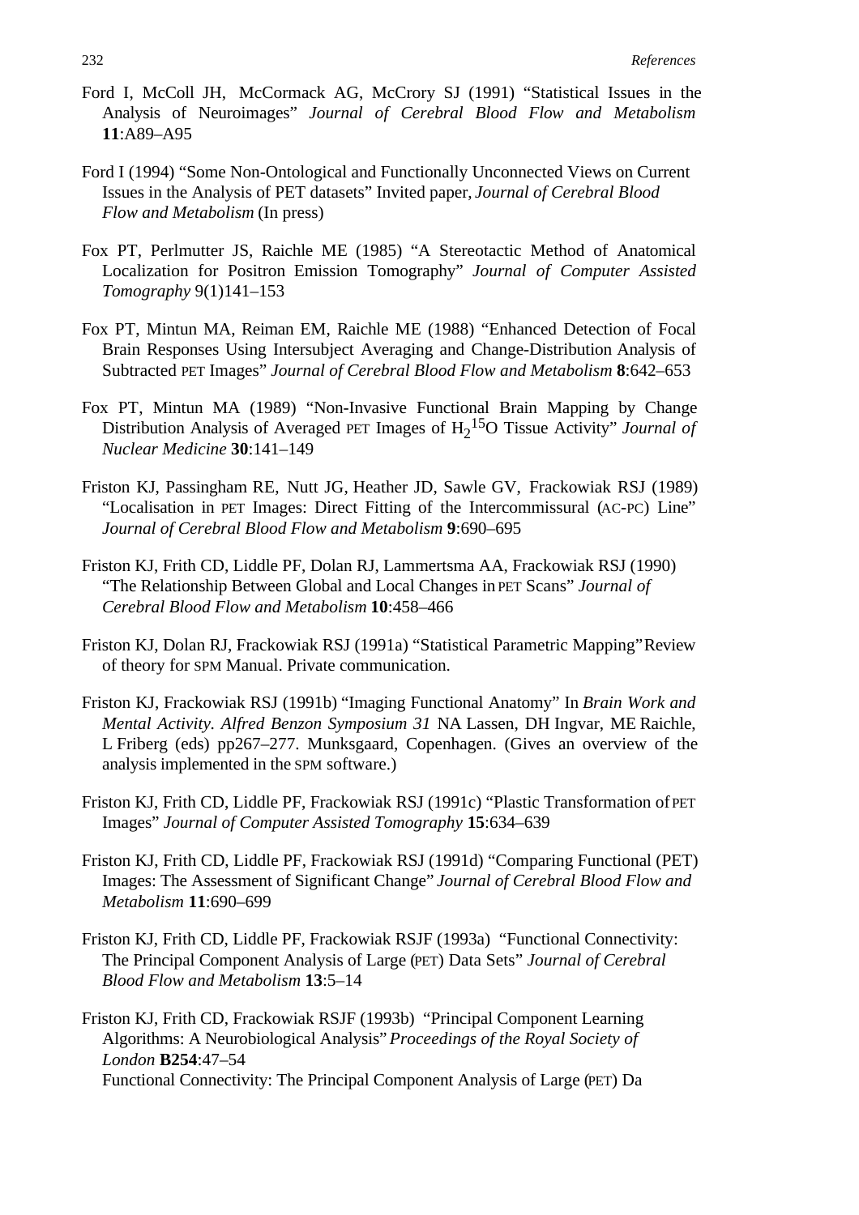Ford I, McColl JH, McCormack AG, McCrory SJ (1991) "Statistical Issues in the Analysis of Neuroimages" *Journal of Cerebral Blood Flow and Metabolism* **11**:A89–A95

Ford I (1994) "Some Non-Ontological and Functionally Unconnected Views on Current Issues in the Analysis of PET datasets" Invited paper, *Journal of Cerebral Blood Flow and Metabolism* (In press)

Fox PT, Perlmutter JS, Raichle ME (1985) "A Stereotactic Method of Anatomical Localization for Positron Emission Tomography" *Journal of Computer Assisted Tomography* 9(1)141–153

Fox PT, Mintun MA, Reiman EM, Raichle ME (1988) "Enhanced Detection of Focal Brain Responses Using Intersubject Averaging and Change-Distribution Analysis of Subtracted PET Images" *Journal of Cerebral Blood Flow and Metabolism* **8**:642–653

Fox PT, Mintun MA (1989) "Non-Invasive Functional Brain Mapping by Change Distribution Analysis of Averaged PET Images of $H_2{}^{15}O$ Tissue Activity" *Journal of Nuclear Medicine* **30**:141–149

Friston KJ, Passingham RE, Nutt JG, Heather JD, Sawle GV, Frackowiak RSJ (1989) "Localisation in PET Images: Direct Fitting of the Intercommissural (AC-PC) Line" *Journal of Cerebral Blood Flow and Metabolism* **9**:690–695

Friston KJ, Frith CD, Liddle PF, Dolan RJ, Lammertsma AA, Frackowiak RSJ (1990) "The Relationship Between Global and Local Changes in PET Scans" *Journal of Cerebral Blood Flow and Metabolism* **10**:458–466

Friston KJ, Dolan RJ, Frackowiak RSJ (1991a) "Statistical Parametric Mapping" Review of theory for SPM Manual. Private communication.

Friston KJ, Frackowiak RSJ (1991b) "Imaging Functional Anatomy" In *Brain Work and Mental Activity. Alfred Benzon Symposium 31* NA Lassen, DH Ingvar, ME Raichle, L Friberg (eds) pp267–277. Munksgaard, Copenhagen. (Gives an overview of the analysis implemented in the SPM software.)

Friston KJ, Frith CD, Liddle PF, Frackowiak RSJ (1991c) "Plastic Transformation of PET Images" *Journal of Computer Assisted Tomography* **15**:634–639

Friston KJ, Frith CD, Liddle PF, Frackowiak RSJ (1991d) "Comparing Functional (PET) Images: The Assessment of Significant Change" *Journal of Cerebral Blood Flow and Metabolism* **11**:690–699

Friston KJ, Frith CD, Liddle PF, Frackowiak RSJF (1993a) "Functional Connectivity: The Principal Component Analysis of Large (PET) Data Sets" *Journal of Cerebral Blood Flow and Metabolism* **13**:5–14

Friston KJ, Frith CD, Frackowiak RSJF (1993b) "Principal Component Learning Algorithms: A Neurobiological Analysis" *Proceedings of the Royal Society of London* **B254**:47–54
Functional Connectivity: The Principal Component Analysis of Large (PET) Da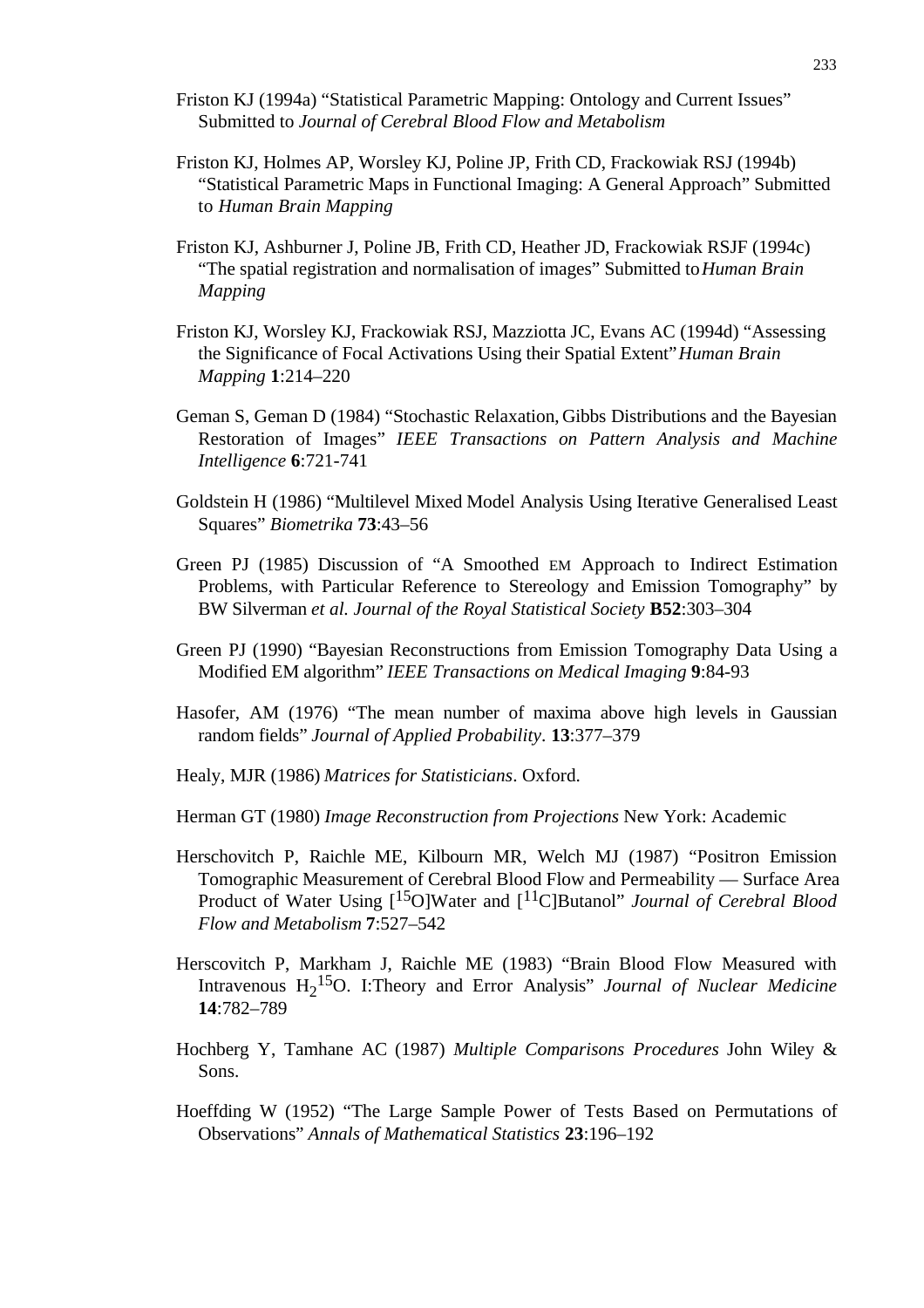Friston KJ (1994a) “Statistical Parametric Mapping: Ontology and Current Issues” Submitted to *Journal of Cerebral Blood Flow and Metabolism*

Friston KJ, Holmes AP, Worsley KJ, Poline JP, Frith CD, Frackowiak RSJ (1994b) “Statistical Parametric Maps in Functional Imaging: A General Approach” Submitted to *Human Brain Mapping*

Friston KJ, Ashburner J, Poline JB, Frith CD, Heather JD, Frackowiak RSJF (1994c) “The spatial registration and normalisation of images” Submitted to *Human Brain Mapping*

Friston KJ, Worsley KJ, Frackowiak RSJ, Mazziotta JC, Evans AC (1994d) “Assessing the Significance of Focal Activations Using their Spatial Extent” *Human Brain Mapping* **1**:214–220

Geman S, Geman D (1984) “Stochastic Relaxation, Gibbs Distributions and the Bayesian Restoration of Images” *IEEE Transactions on Pattern Analysis and Machine Intelligence* **6**:721-741

Goldstein H (1986) “Multilevel Mixed Model Analysis Using Iterative Generalised Least Squares” *Biometrika* **73**:43–56

Green PJ (1985) Discussion of “A Smoothed EM Approach to Indirect Estimation Problems, with Particular Reference to Stereology and Emission Tomography” by BW Silverman *et al. Journal of the Royal Statistical Society* **B52**:303–304

Green PJ (1990) “Bayesian Reconstructions from Emission Tomography Data Using a Modified EM algorithm” *IEEE Transactions on Medical Imaging* **9**:84-93

Hasofer, AM (1976) “The mean number of maxima above high levels in Gaussian random fields” *Journal of Applied Probability*. **13**:377–379

Healy, MJR (1986) *Matrices for Statisticians*. Oxford.

Herman GT (1980) *Image Reconstruction from Projections* New York: Academic

Herschovitch P, Raichle ME, Kilbourn MR, Welch MJ (1987) “Positron Emission Tomographic Measurement of Cerebral Blood Flow and Permeability — Surface Area Product of Water Using [$^{15}$O]Water and [$^{11}$C]Butanol” *Journal of Cerebral Blood Flow and Metabolism* **7**:527–542

Herscovitch P, Markham J, Raichle ME (1983) “Brain Blood Flow Measured with Intravenous $H_2{}^{15}O$. I:Theory and Error Analysis” *Journal of Nuclear Medicine* **14**:782–789

Hochberg Y, Tamhane AC (1987) *Multiple Comparisons Procedures* John Wiley & Sons.

Hoeffding W (1952) “The Large Sample Power of Tests Based on Permutations of Observations” *Annals of Mathematical Statistics* **23**:196–192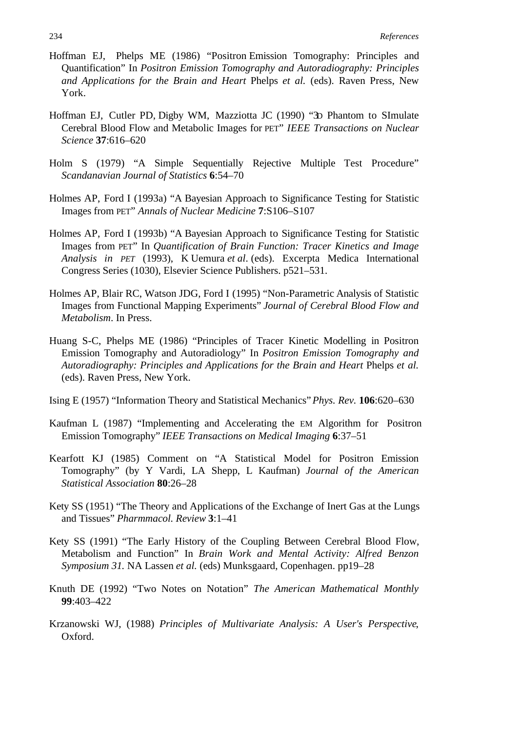Hoffman EJ, Phelps ME (1986) "Positron Emission Tomography: Principles and Quantification" In *Positron Emission Tomography and Autoradiography: Principles and Applications for the Brain and Heart* Phelps *et al.* (eds). Raven Press, New York.

Hoffman EJ, Cutler PD, Digby WM, Mazziotta JC (1990) "3D Phantom to SImulate Cerebral Blood Flow and Metabolic Images for PET" *IEEE Transactions on Nuclear Science* **37**:616–620

Holm S (1979) "A Simple Sequentially Rejective Multiple Test Procedure" *Scandanavian Journal of Statistics* **6**:54–70

Holmes AP, Ford I (1993a) "A Bayesian Approach to Significance Testing for Statistic Images from PET" *Annals of Nuclear Medicine* **7**:S106–S107

Holmes AP, Ford I (1993b) "A Bayesian Approach to Significance Testing for Statistic Images from PET" In *Quantification of Brain Function: Tracer Kinetics and Image Analysis in PET* (1993), K Uemura *et al*. (eds). Excerpta Medica International Congress Series (1030), Elsevier Science Publishers. p521–531.

Holmes AP, Blair RC, Watson JDG, Ford I (1995) "Non-Parametric Analysis of Statistic Images from Functional Mapping Experiments" *Journal of Cerebral Blood Flow and Metabolism*. In Press.

Huang S-C, Phelps ME (1986) "Principles of Tracer Kinetic Modelling in Positron Emission Tomography and Autoradiology" In *Positron Emission Tomography and Autoradiography: Principles and Applications for the Brain and Heart* Phelps *et al.* (eds). Raven Press, New York.

Ising E (1957) "Information Theory and Statistical Mechanics" *Phys. Rev.* **106**:620–630

Kaufman L (1987) "Implementing and Accelerating the EM Algorithm for Positron Emission Tomography" *IEEE Transactions on Medical Imaging* **6**:37–51

Kearfott KJ (1985) Comment on "A Statistical Model for Positron Emission Tomography" (by Y Vardi, LA Shepp, L Kaufman) *Journal of the American Statistical Association* **80**:26–28

Kety SS (1951) "The Theory and Applications of the Exchange of Inert Gas at the Lungs and Tissues" *Pharmmacol. Review* **3**:1–41

Kety SS (1991) "The Early History of the Coupling Between Cerebral Blood Flow, Metabolism and Function" In *Brain Work and Mental Activity: Alfred Benzon Symposium 31.* NA Lassen *et al.* (eds) Munksgaard, Copenhagen. pp19–28

Knuth DE (1992) "Two Notes on Notation" *The American Mathematical Monthly* **99**:403–422

Krzanowski WJ, (1988) *Principles of Multivariate Analysis: A User's Perspective*, Oxford.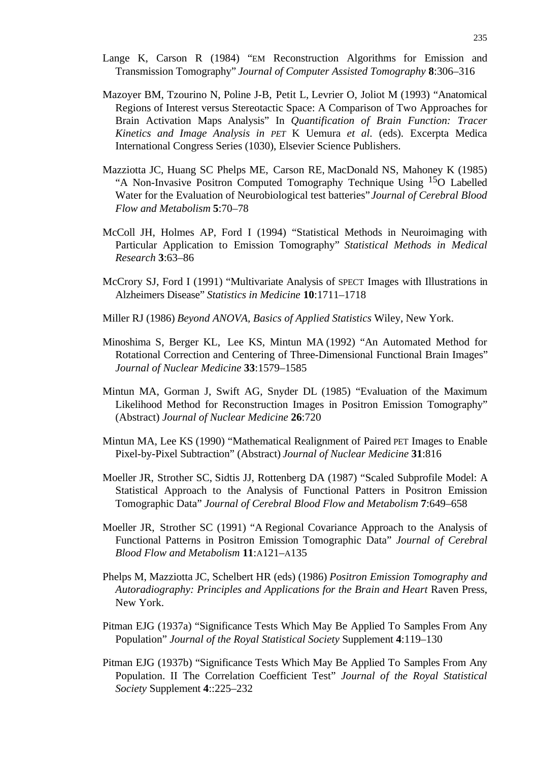Lange K, Carson R (1984) "EM Reconstruction Algorithms for Emission and Transmission Tomography" *Journal of Computer Assisted Tomography* **8**:306–316

Mazoyer BM, Tzourino N, Poline J-B, Petit L, Levrier O, Joliot M (1993) "Anatomical Regions of Interest versus Stereotactic Space: A Comparison of Two Approaches for Brain Activation Maps Analysis" In *Quantification of Brain Function: Tracer Kinetics and Image Analysis in PET* K Uemura *et al.* (eds). Excerpta Medica International Congress Series (1030), Elsevier Science Publishers.

Mazziotta JC, Huang SC Phelps ME, Carson RE, MacDonald NS, Mahoney K (1985) "A Non-Invasive Positron Computed Tomography Technique Using $^{15}$O Labelled Water for the Evaluation of Neurobiological test batteries" *Journal of Cerebral Blood Flow and Metabolism* **5**:70–78

McColl JH, Holmes AP, Ford I (1994) "Statistical Methods in Neuroimaging with Particular Application to Emission Tomography" *Statistical Methods in Medical Research* **3**:63–86

McCrory SJ, Ford I (1991) "Multivariate Analysis of SPECT Images with Illustrations in Alzheimers Disease" *Statistics in Medicine* **10**:1711–1718

Miller RJ (1986) *Beyond ANOVA, Basics of Applied Statistics* Wiley, New York.

Minoshima S, Berger KL, Lee KS, Mintun MA (1992) "An Automated Method for Rotational Correction and Centering of Three-Dimensional Functional Brain Images" *Journal of Nuclear Medicine* **33**:1579–1585

Mintun MA, Gorman J, Swift AG, Snyder DL (1985) "Evaluation of the Maximum Likelihood Method for Reconstruction Images in Positron Emission Tomography" (Abstract) *Journal of Nuclear Medicine* **26**:720

Mintun MA, Lee KS (1990) "Mathematical Realignment of Paired PET Images to Enable Pixel-by-Pixel Subtraction" (Abstract) *Journal of Nuclear Medicine* **31**:816

Moeller JR, Strother SC, Sidtis JJ, Rottenberg DA (1987) "Scaled Subprofile Model: A Statistical Approach to the Analysis of Functional Patters in Positron Emission Tomographic Data" *Journal of Cerebral Blood Flow and Metabolism* **7**:649–658

Moeller JR, Strother SC (1991) "A Regional Covariance Approach to the Analysis of Functional Patterns in Positron Emission Tomographic Data" *Journal of Cerebral Blood Flow and Metabolism* **11**:A121–A135

Phelps M, Mazziotta JC, Schelbert HR (eds) (1986) *Positron Emission Tomography and Autoradiography: Principles and Applications for the Brain and Heart* Raven Press, New York.

Pitman EJG (1937a) "Significance Tests Which May Be Applied To Samples From Any Population" *Journal of the Royal Statistical Society* Supplement **4**:119–130

Pitman EJG (1937b) "Significance Tests Which May Be Applied To Samples From Any Population. II The Correlation Coefficient Test" *Journal of the Royal Statistical Society* Supplement **4**::225–232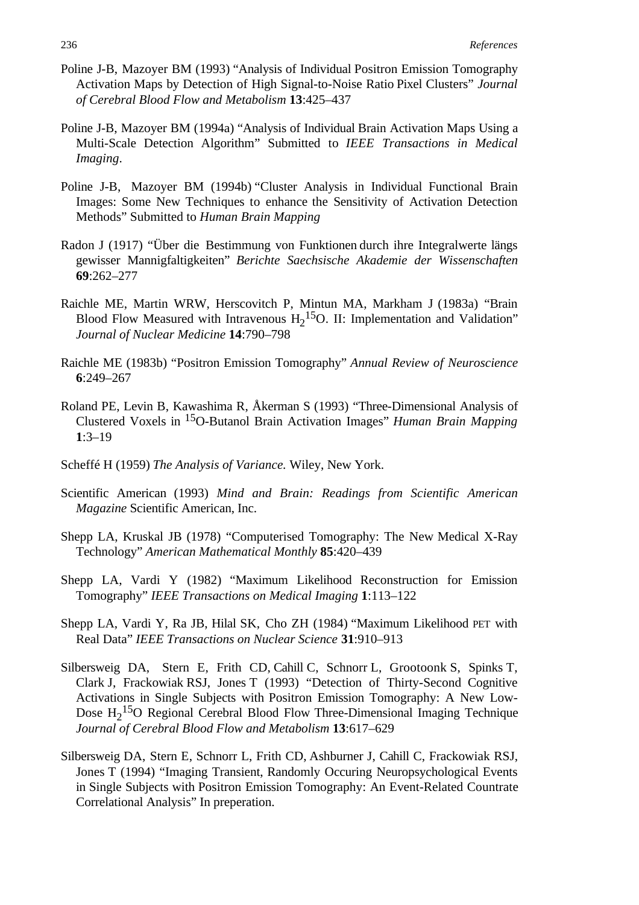Poline J-B, Mazoyer BM (1993) "Analysis of Individual Positron Emission Tomography Activation Maps by Detection of High Signal-to-Noise Ratio Pixel Clusters" *Journal of Cerebral Blood Flow and Metabolism* **13**:425–437

Poline J-B, Mazoyer BM (1994a) "Analysis of Individual Brain Activation Maps Using a Multi-Scale Detection Algorithm" Submitted to *IEEE Transactions in Medical Imaging*.

Poline J-B, Mazoyer BM (1994b) "Cluster Analysis in Individual Functional Brain Images: Some New Techniques to enhance the Sensitivity of Activation Detection Methods" Submitted to *Human Brain Mapping*

Radon J (1917) "Über die Bestimmung von Funktionen durch ihre Integralwerte längs gewisser Mannigfaltigkeiten" *Berichte Saechsische Akademie der Wissenschaften* **69**:262–277

Raichle ME, Martin WRW, Herscovitch P, Mintun MA, Markham J (1983a) "Brain Blood Flow Measured with Intravenous $H_2{}^{15}O$. II: Implementation and Validation" *Journal of Nuclear Medicine* **14**:790–798

Raichle ME (1983b) "Positron Emission Tomography" *Annual Review of Neuroscience* **6**:249–267

Roland PE, Levin B, Kawashima R, Åkerman S (1993) "Three-Dimensional Analysis of Clustered Voxels in $^{15}O$-Butanol Brain Activation Images" *Human Brain Mapping* **1**:3–19

Scheffé H (1959) *The Analysis of Variance.* Wiley, New York.

Scientific American (1993) *Mind and Brain: Readings from Scientific American Magazine* Scientific American, Inc.

Shepp LA, Kruskal JB (1978) "Computerised Tomography: The New Medical X-Ray Technology" *American Mathematical Monthly* **85**:420–439

Shepp LA, Vardi Y (1982) "Maximum Likelihood Reconstruction for Emission Tomography" *IEEE Transactions on Medical Imaging* **1**:113–122

Shepp LA, Vardi Y, Ra JB, Hilal SK, Cho ZH (1984) "Maximum Likelihood PET with Real Data" *IEEE Transactions on Nuclear Science* **31**:910–913

Silbersweig DA, Stern E, Frith CD, Cahill C, Schnorr L, Grootoonk S, Spinks T, Clark J, Frackowiak RSJ, Jones T (1993) "Detection of Thirty-Second Cognitive Activations in Single Subjects with Positron Emission Tomography: A New Low-Dose $H_2{}^{15}O$ Regional Cerebral Blood Flow Three-Dimensional Imaging Technique *Journal of Cerebral Blood Flow and Metabolism* **13**:617–629

Silbersweig DA, Stern E, Schnorr L, Frith CD, Ashburner J, Cahill C, Frackowiak RSJ, Jones T (1994) "Imaging Transient, Randomly Occuring Neuropsychological Events in Single Subjects with Positron Emission Tomography: An Event-Related Countrate Correlational Analysis" In preperation.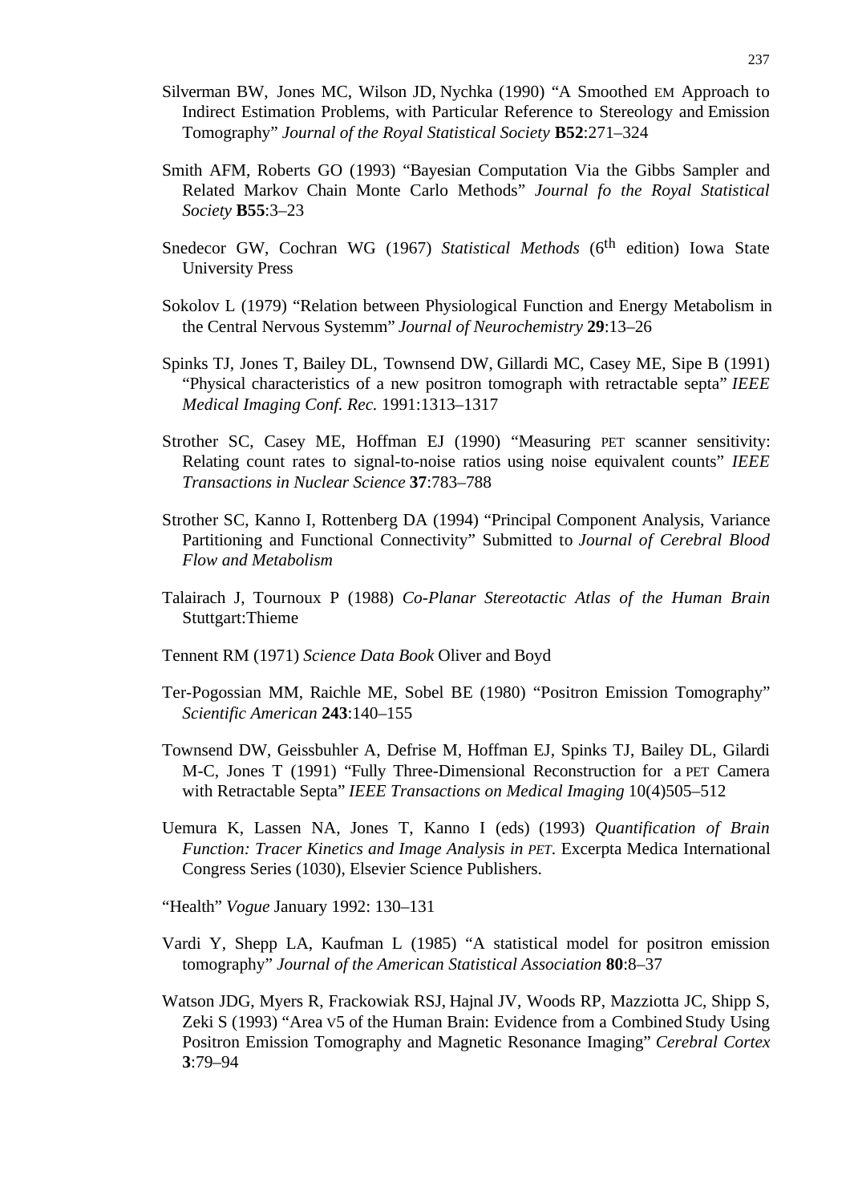Silverman BW, Jones MC, Wilson JD, Nychka (1990) "A Smoothed EM Approach to Indirect Estimation Problems, with Particular Reference to Stereology and Emission Tomography" *Journal of the Royal Statistical Society* **B52**:271–324

Smith AFM, Roberts GO (1993) "Bayesian Computation Via the Gibbs Sampler and Related Markov Chain Monte Carlo Methods" *Journal fo the Royal Statistical Society* **B55**:3–23

Snedecor GW, Cochran WG (1967) *Statistical Methods* (6th edition) Iowa State University Press

Sokolov L (1979) "Relation between Physiological Function and Energy Metabolism in the Central Nervous Systemm" *Journal of Neurochemistry* **29**:13–26

Spinks TJ, Jones T, Bailey DL, Townsend DW, Gillardi MC, Casey ME, Sipe B (1991) "Physical characteristics of a new positron tomograph with retractable septa" *IEEE Medical Imaging Conf. Rec.* 1991:1313–1317

Strother SC, Casey ME, Hoffman EJ (1990) "Measuring PET scanner sensitivity: Relating count rates to signal-to-noise ratios using noise equivalent counts" *IEEE Transactions in Nuclear Science* **37**:783–788

Strother SC, Kanno I, Rottenberg DA (1994) "Principal Component Analysis, Variance Partitioning and Functional Connectivity" Submitted to *Journal of Cerebral Blood Flow and Metabolism*

Talairach J, Tournoux P (1988) *Co-Planar Stereotactic Atlas of the Human Brain* Stuttgart:Thieme

Tennent RM (1971) *Science Data Book* Oliver and Boyd

Ter-Pogossian MM, Raichle ME, Sobel BE (1980) "Positron Emission Tomography" *Scientific American* **243**:140–155

Townsend DW, Geissbuhler A, Defrise M, Hoffman EJ, Spinks TJ, Bailey DL, Gilardi M-C, Jones T (1991) "Fully Three-Dimensional Reconstruction for a PET Camera with Retractable Septa" *IEEE Transactions on Medical Imaging* 10(4)505–512

Uemura K, Lassen NA, Jones T, Kanno I (eds) (1993) *Quantification of Brain Function: Tracer Kinetics and Image Analysis in PET.* Excerpta Medica International Congress Series (1030), Elsevier Science Publishers.

"Health" *Vogue* January 1992: 130–131

Vardi Y, Shepp LA, Kaufman L (1985) "A statistical model for positron emission tomography" *Journal of the American Statistical Association* **80**:8–37

Watson JDG, Myers R, Frackowiak RSJ, Hajnal JV, Woods RP, Mazziotta JC, Shipp S, Zeki S (1993) "Area V5 of the Human Brain: Evidence from a Combined Study Using Positron Emission Tomography and Magnetic Resonance Imaging" *Cerebral Cortex* **3**:79–94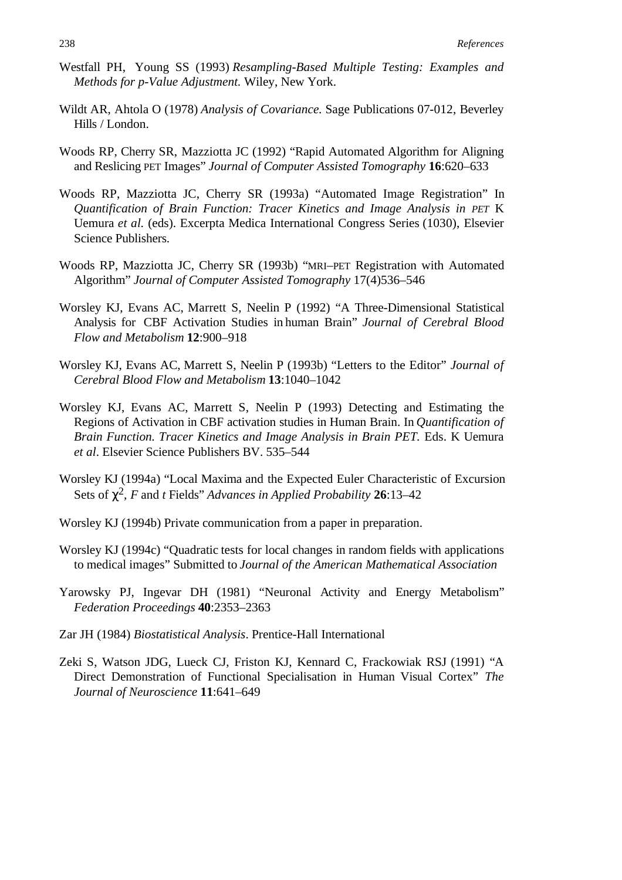Westfall PH, Young SS (1993) *Resampling-Based Multiple Testing: Examples and Methods for p-Value Adjustment.* Wiley, New York.

Wildt AR, Ahtola O (1978) *Analysis of Covariance.* Sage Publications 07-012, Beverley Hills / London.

Woods RP, Cherry SR, Mazziotta JC (1992) "Rapid Automated Algorithm for Aligning and Reslicing PET Images" *Journal of Computer Assisted Tomography* **16**:620–633

Woods RP, Mazziotta JC, Cherry SR (1993a) "Automated Image Registration" In *Quantification of Brain Function: Tracer Kinetics and Image Analysis in PET* K Uemura *et al.* (eds). Excerpta Medica International Congress Series (1030), Elsevier Science Publishers.

Woods RP, Mazziotta JC, Cherry SR (1993b) "MRI–PET Registration with Automated Algorithm" *Journal of Computer Assisted Tomography* 17(4)536–546

Worsley KJ, Evans AC, Marrett S, Neelin P (1992) "A Three-Dimensional Statistical Analysis for CBF Activation Studies in human Brain" *Journal of Cerebral Blood Flow and Metabolism* **12**:900–918

Worsley KJ, Evans AC, Marrett S, Neelin P (1993b) "Letters to the Editor" *Journal of Cerebral Blood Flow and Metabolism* **13**:1040–1042

Worsley KJ, Evans AC, Marrett S, Neelin P (1993) Detecting and Estimating the Regions of Activation in CBF activation studies in Human Brain. In *Quantification of Brain Function. Tracer Kinetics and Image Analysis in Brain PET.* Eds. K Uemura *et al*. Elsevier Science Publishers BV. 535–544

Worsley KJ (1994a) "Local Maxima and the Expected Euler Characteristic of Excursion Sets of $\chi^2$, *F* and *t* Fields" *Advances in Applied Probability* **26**:13–42

Worsley KJ (1994b) Private communication from a paper in preparation.

Worsley KJ (1994c) "Quadratic tests for local changes in random fields with applications to medical images" Submitted to *Journal of the American Mathematical Association*

Yarowsky PJ, Ingevar DH (1981) "Neuronal Activity and Energy Metabolism" *Federation Proceedings* **40**:2353–2363

Zar JH (1984) *Biostatistical Analysis*. Prentice-Hall International

Zeki S, Watson JDG, Lueck CJ, Friston KJ, Kennard C, Frackowiak RSJ (1991) "A Direct Demonstration of Functional Specialisation in Human Visual Cortex" *The Journal of Neuroscience* **11**:641–649